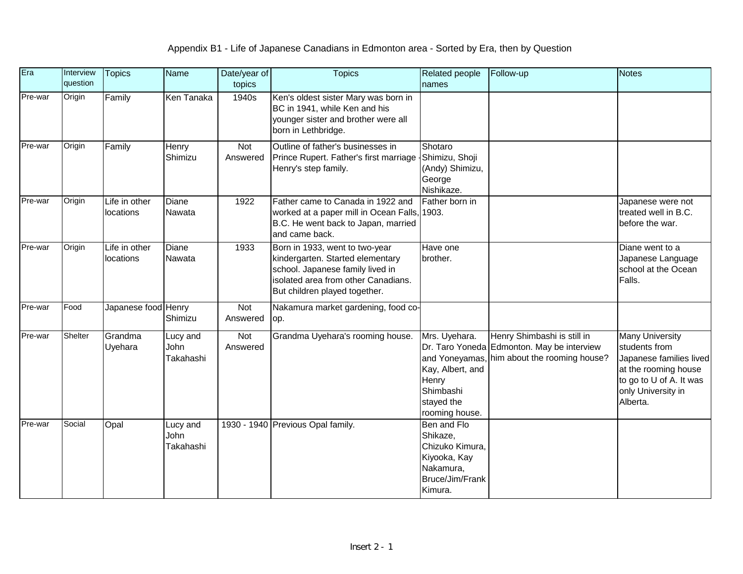# Appendix B1 - Life of Japanese Canadians in Edmonton area - Sorted by Era, then by Question

| Era | Interview question | Topics | Name | Date/year of topics | Topics | Related people names | Follow-up | Notes |
|---|---|---|---|---|---|---|---|---|
| Pre-war | Origin | Family | Ken Tanaka | 1940s | Ken's oldest sister Mary was born in BC in 1941, while Ken and his younger sister and brother were all born in Lethbridge. | | | |
| Pre-war | Origin | Family | Henry Shimizu | Not Answered | Outline of father's businesses in Prince Rupert. Father's first marriage - Henry's step family. | Shotaro Shimizu, Shoji (Andy) Shimizu, George Nishikaze. | | |
| Pre-war | Origin | Life in other locations | Diane Nawata | 1922 | Father came to Canada in 1922 and worked at a paper mill in Ocean Falls, B.C. He went back to Japan, married and came back. | Father born in 1903. | | Japanese were not treated well in B.C. before the war. |
| Pre-war | Origin | Life in other locations | Diane Nawata | 1933 | Born in 1933, went to two-year kindergarten. Started elementary school. Japanese family lived in isolated area from other Canadians. But children played together. | Have one brother. | | Diane went to a Japanese Language school at the Ocean Falls. |
| Pre-war | Food | Japanese food | Henry Shimizu | Not Answered | Nakamura market gardening, food co-op. | | | |
| Pre-war | Shelter | Grandma Uyehara | Lucy and John Takahashi | Not Answered | Grandma Uyehara's rooming house. | Mrs. Uyehara. Dr. Taro Yoneda and Yoneyamas, Kay, Albert, and Henry Shimbashi stayed the rooming house. | Henry Shimbashi is still in Edmonton. May be interview him about the rooming house? | Many University students from Japanese families lived at the rooming house to go to U of A. It was only University in Alberta. |
| Pre-war | Social | Opal | Lucy and John Takahashi | 1930 - 1940 | Previous Opal family. | Ben and Flo Shikaze, Chizuko Kimura, Kiyooka, Kay Nakamura, Bruce/Jim/Frank Kimura. | | |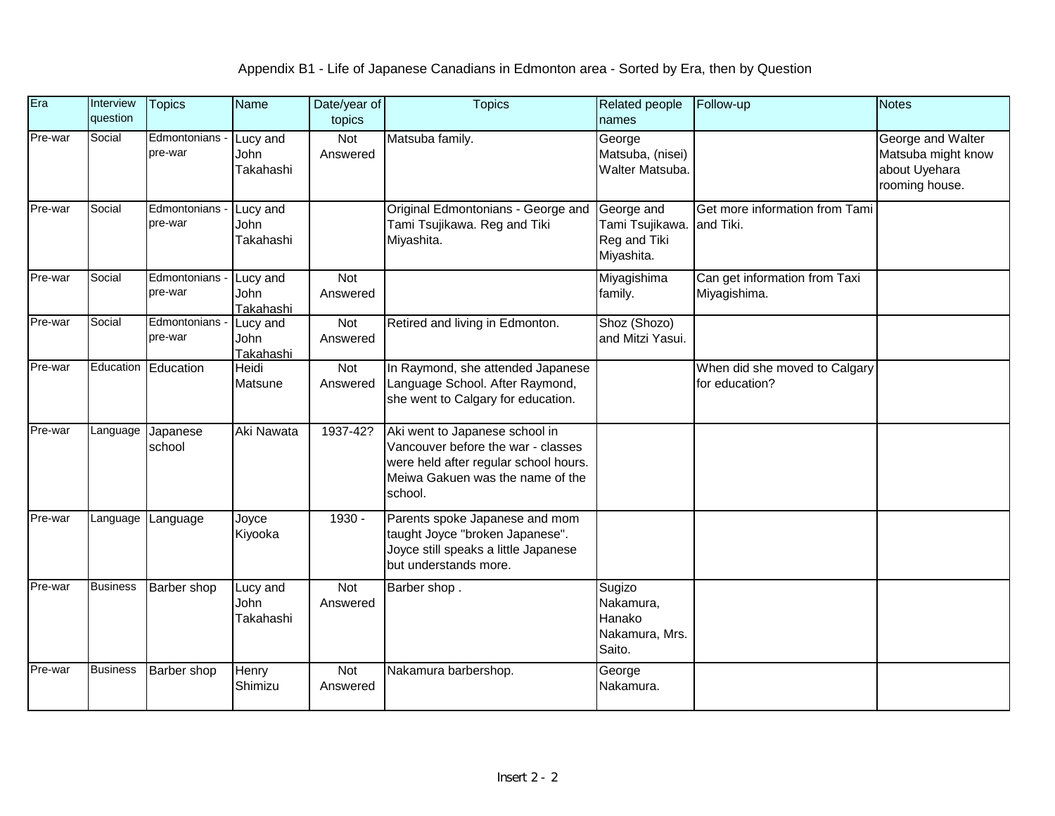# Appendix B1 - Life of Japanese Canadians in Edmonton area - Sorted by Era, then by Question

| Era | Interview question | Topics | Name | Date/year of topics | Topics | Related people names | Follow-up | Notes |
|---|---|---|---|---|---|---|---|---|
| Pre-war | Social | Edmontonians - pre-war | Lucy and John Takahashi | Not Answered | Matsuba family. | George Matsuba, (nisei) Walter Matsuba. | | George and Walter Matsuba might know about Uyehara rooming house. |
| Pre-war | Social | Edmontonians - pre-war | Lucy and John Takahashi | | Original Edmontonians - George and Tami Tsujikawa. Reg and Tiki Miyashita. | George and Tami Tsujikawa. Reg and Tiki Miyashita. | Get more information from Tami and Tiki. | |
| Pre-war | Social | Edmontonians - pre-war | Lucy and John Takahashi | Not Answered | | Miyagishima family. | Can get information from Taxi Miyagishima. | |
| Pre-war | Social | Edmontonians - pre-war | Lucy and John Takahashi | Not Answered | Retired and living in Edmonton. | Shoz (Shozo) and Mitzi Yasui. | | |
| Pre-war | Education | Education | Heidi Matsune | Not Answered | In Raymond, she attended Japanese Language School. After Raymond, she went to Calgary for education. | | When did she moved to Calgary for education? | |
| Pre-war | Language | Japanese school | Aki Nawata | 1937-42? | Aki went to Japanese school in Vancouver before the war - classes were held after regular school hours. Meiwa Gakuen was the name of the school. | | | |
| Pre-war | Language | Language | Joyce Kiyooka | 1930 - | Parents spoke Japanese and mom taught Joyce "broken Japanese". Joyce still speaks a little Japanese but understands more. | | | |
| Pre-war | Business | Barber shop | Lucy and John Takahashi | Not Answered | Barber shop . | Sugizo Nakamura, Hanako Nakamura, Mrs. Saito. | | |
| Pre-war | Business | Barber shop | Henry Shimizu | Not Answered | Nakamura barbershop. | George Nakamura. | | |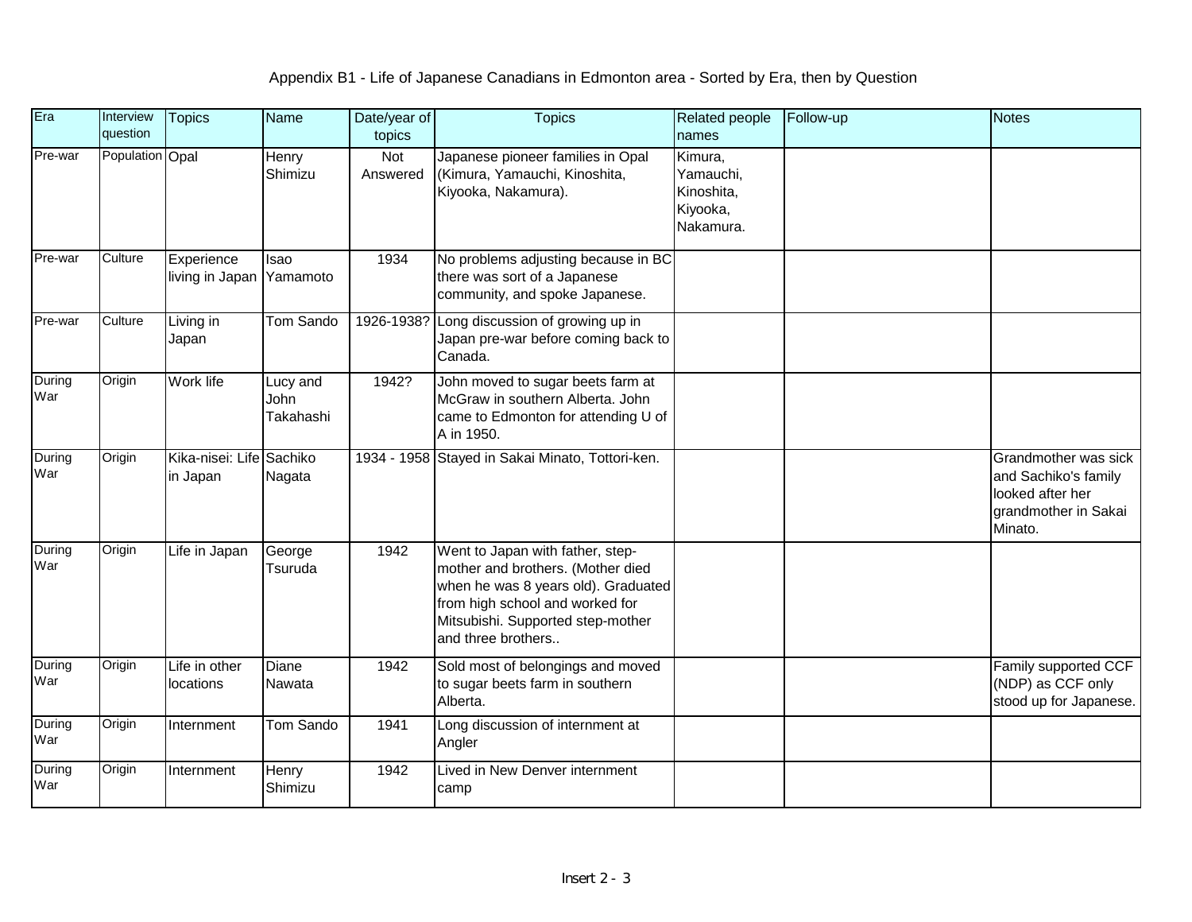# Appendix B1 - Life of Japanese Canadians in Edmonton area - Sorted by Era, then by Question

| Era | Interview question | Topics | Name | Date/year of topics | Topics | Related people names | Follow-up | Notes |
|---|---|---|---|---|---|---|---|---|
| Pre-war | Population | Opal | Henry Shimizu | Not Answered | Japanese pioneer families in Opal (Kimura, Yamauchi, Kinoshita, Kiyooka, Nakamura). | Kimura, Yamauchi, Kinoshita, Kiyooka, Nakamura. | | |
| Pre-war | Culture | Experience living in Japan | Isao Yamamoto | 1934 | No problems adjusting because in BC there was sort of a Japanese community, and spoke Japanese. | | | |
| Pre-war | Culture | Living in Japan | Tom Sando | 1926-1938? | Long discussion of growing up in Japan pre-war before coming back to Canada. | | | |
| During War | Origin | Work life | Lucy and John Takahashi | 1942? | John moved to sugar beets farm at McGraw in southern Alberta. John came to Edmonton for attending U of A in 1950. | | | |
| During War | Origin | Kika-nisei: Life in Japan | Sachiko Nagata | 1934 - 1958 | Stayed in Sakai Minato, Tottori-ken. | | | Grandmother was sick and Sachiko's family looked after her grandmother in Sakai Minato. |
| During War | Origin | Life in Japan | George Tsuruda | 1942 | Went to Japan with father, step-mother and brothers. (Mother died when he was 8 years old). Graduated from high school and worked for Mitsubishi. Supported step-mother and three brothers.. | | | |
| During War | Origin | Life in other locations | Diane Nawata | 1942 | Sold most of belongings and moved to sugar beets farm in southern Alberta. | | | Family supported CCF (NDP) as CCF only stood up for Japanese. |
| During War | Origin | Internment | Tom Sando | 1941 | Long discussion of internment at Angler | | | |
| During War | Origin | Internment | Henry Shimizu | 1942 | Lived in New Denver internment camp | | | |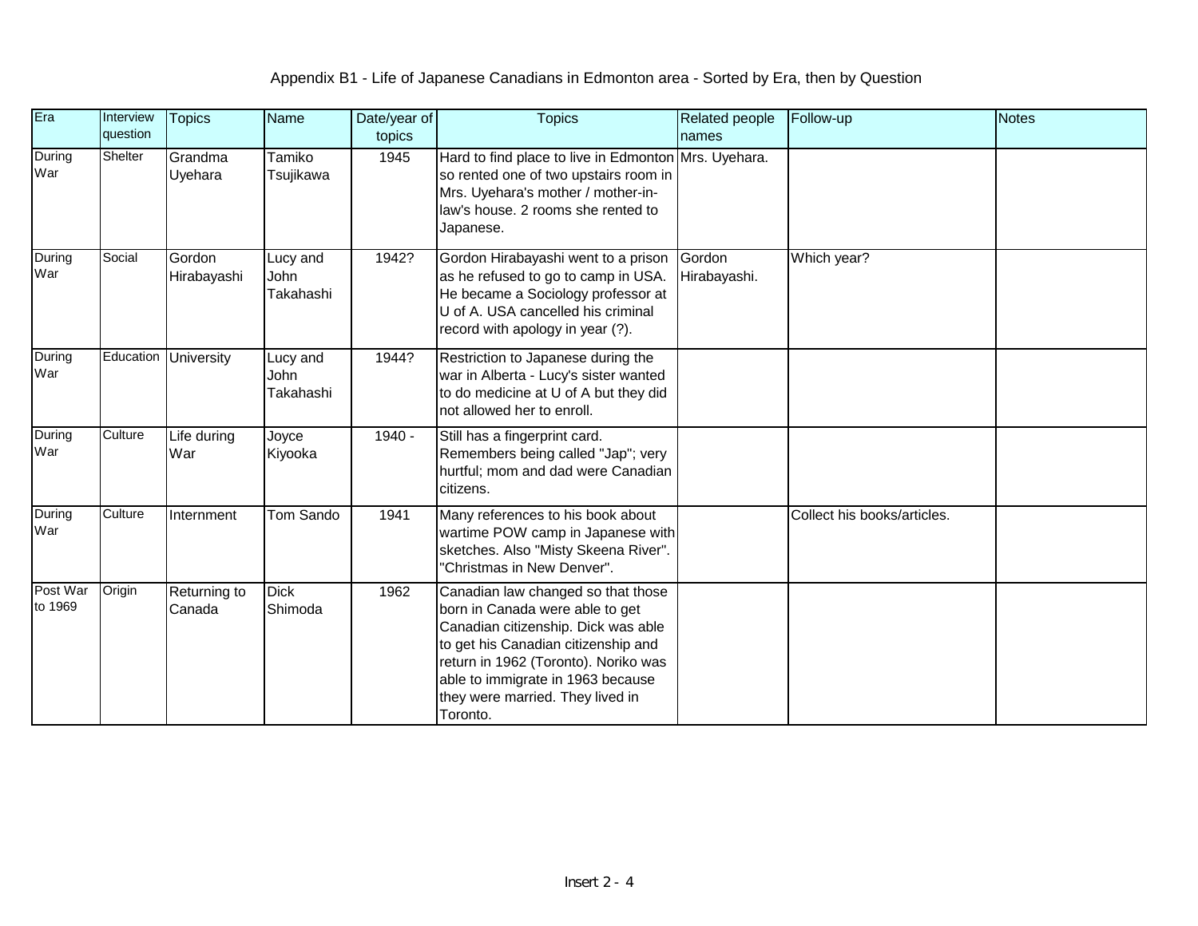Appendix B1 - Life of Japanese Canadians in Edmonton area - Sorted by Era, then by Question

| Era | Interview question | Topics | Name | Date/year of topics | Topics | Related people names | Follow-up | Notes |
|---|---|---|---|---|---|---|---|---|
| During War | Shelter | Grandma Uyehara | Tamiko Tsujikawa | 1945 | Hard to find place to live in Edmonton so rented one of two upstairs room in Mrs. Uyehara's mother / mother-in-law's house. 2 rooms she rented to Japanese. | Mrs. Uyehara. | | |
| During War | Social | Gordon Hirabayashi | Lucy and John Takahashi | 1942? | Gordon Hirabayashi went to a prison as he refused to go to camp in USA. He became a Sociology professor at U of A. USA cancelled his criminal record with apology in year (?). | Gordon Hirabayashi. | Which year? | |
| During War | Education | University | Lucy and John Takahashi | 1944? | Restriction to Japanese during the war in Alberta - Lucy's sister wanted to do medicine at U of A but they did not allowed her to enroll. | | | |
| During War | Culture | Life during War | Joyce Kiyooka | 1940 - | Still has a fingerprint card. Remembers being called "Jap"; very hurtful; mom and dad were Canadian citizens. | | | |
| During War | Culture | Internment | Tom Sando | 1941 | Many references to his book about wartime POW camp in Japanese with sketches. Also "Misty Skeena River". "Christmas in New Denver". | | Collect his books/articles. | |
| Post War to 1969 | Origin | Returning to Canada | Dick Shimoda | 1962 | Canadian law changed so that those born in Canada were able to get Canadian citizenship. Dick was able to get his Canadian citizenship and return in 1962 (Toronto). Noriko was able to immigrate in 1963 because they were married. They lived in Toronto. | | | |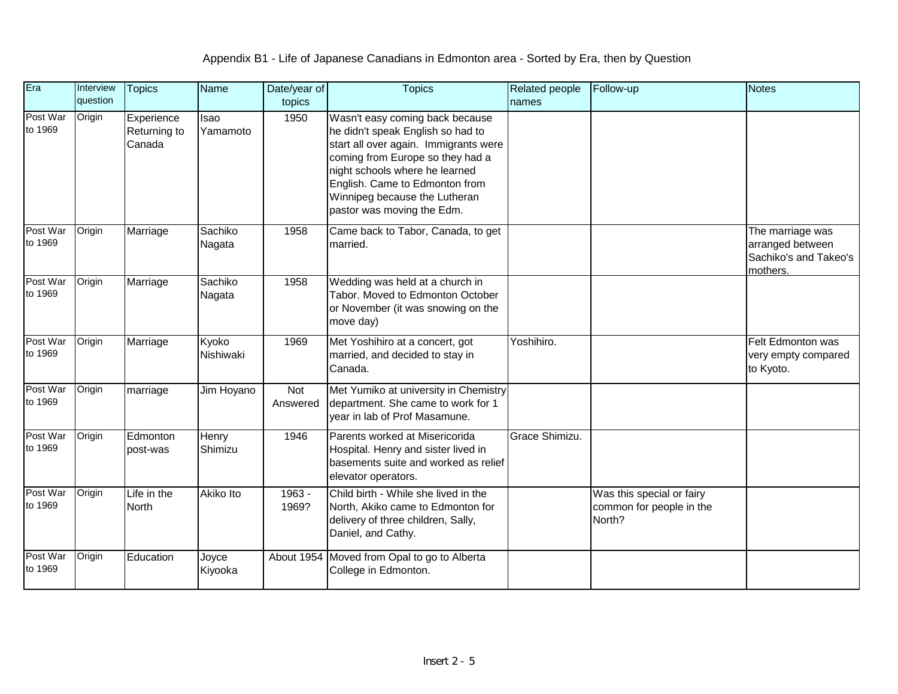Appendix B1 - Life of Japanese Canadians in Edmonton area - Sorted by Era, then by Question

| Era | Interview question | Topics | Name | Date/year of topics | Topics | Related people names | Follow-up | Notes |
|---|---|---|---|---|---|---|---|---|
| Post War to 1969 | Origin | Experience Returning to Canada | Isao Yamamoto | 1950 | Wasn't easy coming back because he didn't speak English so had to start all over again. Immigrants were coming from Europe so they had a night schools where he learned English. Came to Edmonton from Winnipeg because the Lutheran pastor was moving the Edm. | | | |
| Post War to 1969 | Origin | Marriage | Sachiko Nagata | 1958 | Came back to Tabor, Canada, to get married. | | | The marriage was arranged between Sachiko's and Takeo's mothers. |
| Post War to 1969 | Origin | Marriage | Sachiko Nagata | 1958 | Wedding was held at a church in Tabor. Moved to Edmonton October or November (it was snowing on the move day) | | | |
| Post War to 1969 | Origin | Marriage | Kyoko Nishiwaki | 1969 | Met Yoshihiro at a concert, got married, and decided to stay in Canada. | Yoshihiro. | | Felt Edmonton was very empty compared to Kyoto. |
| Post War to 1969 | Origin | marriage | Jim Hoyano | Not Answered | Met Yumiko at university in Chemistry department. She came to work for 1 year in lab of Prof Masamune. | | | |
| Post War to 1969 | Origin | Edmonton post-was | Henry Shimizu | 1946 | Parents worked at Misericorida Hospital. Henry and sister lived in basements suite and worked as relief elevator operators. | Grace Shimizu. | | |
| Post War to 1969 | Origin | Life in the North | Akiko Ito | 1963 - 1969? | Child birth - While she lived in the North, Akiko came to Edmonton for delivery of three children, Sally, Daniel, and Cathy. | | Was this special or fairy common for people in the North? | |
| Post War to 1969 | Origin | Education | Joyce Kiyooka | About 1954 | Moved from Opal to go to Alberta College in Edmonton. | | | |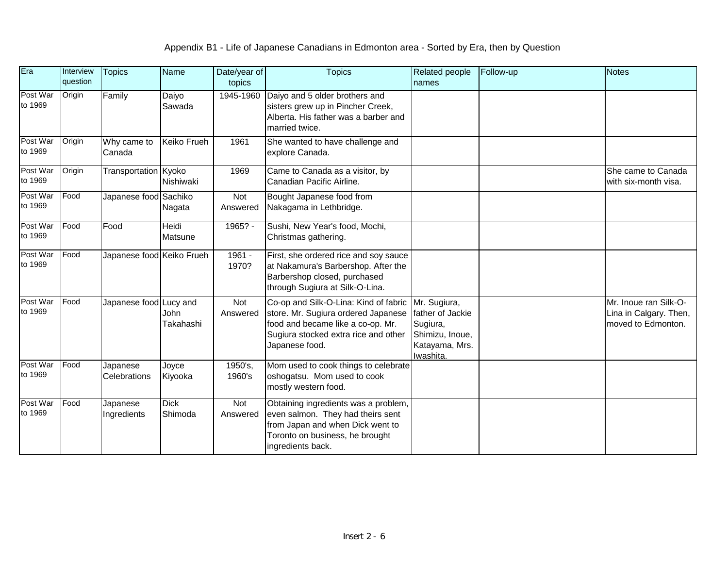# Appendix B1 - Life of Japanese Canadians in Edmonton area - Sorted by Era, then by Question

| Era | Interview question | Topics | Name | Date/year of topics | Topics | Related people names | Follow-up | Notes |
|---|---|---|---|---|---|---|---|---|
| Post War to 1969 | Origin | Family | Daiyo Sawada | 1945-1960 | Daiyo and 5 older brothers and sisters grew up in Pincher Creek, Alberta. His father was a barber and married twice. | | | |
| Post War to 1969 | Origin | Why came to Canada | Keiko Frueh | 1961 | She wanted to have challenge and explore Canada. | | | |
| Post War to 1969 | Origin | Transportation | Kyoko Nishiwaki | 1969 | Came to Canada as a visitor, by Canadian Pacific Airline. | | | She came to Canada with six-month visa. |
| Post War to 1969 | Food | Japanese food | Sachiko Nagata | Not Answered | Bought Japanese food from Nakagama in Lethbridge. | | | |
| Post War to 1969 | Food | Food | Heidi Matsune | 1965? - | Sushi, New Year's food, Mochi, Christmas gathering. | | | |
| Post War to 1969 | Food | Japanese food | Keiko Frueh | 1961 - 1970? | First, she ordered rice and soy sauce at Nakamura's Barbershop. After the Barbershop closed, purchased through Sugiura at Silk-O-Lina. | | | |
| Post War to 1969 | Food | Japanese food | Lucy and John Takahashi | Not Answered | Co-op and Silk-O-Lina: Kind of fabric store. Mr. Sugiura ordered Japanese food and became like a co-op. Mr. Sugiura stocked extra rice and other Japanese food. | Mr. Sugiura, father of Jackie Sugiura, Shimizu, Inoue, Katayama, Mrs. Iwashita. | | Mr. Inoue ran Silk-O-Lina in Calgary. Then, moved to Edmonton. |
| Post War to 1969 | Food | Japanese Celebrations | Joyce Kiyooka | 1950's, 1960's | Mom used to cook things to celebrate oshogatsu. Mom used to cook mostly western food. | | | |
| Post War to 1969 | Food | Japanese Ingredients | Dick Shimoda | Not Answered | Obtaining ingredients was a problem, even salmon. They had theirs sent from Japan and when Dick went to Toronto on business, he brought ingredients back. | | | |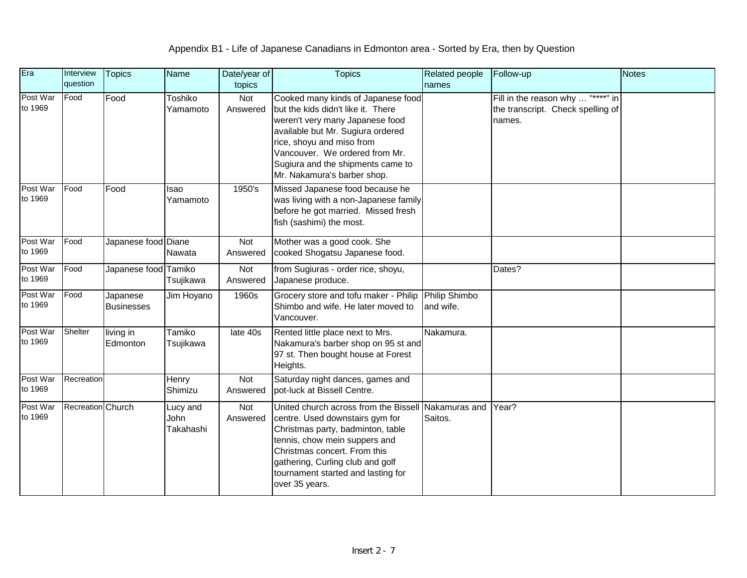Appendix B1 - Life of Japanese Canadians in Edmonton area - Sorted by Era, then by Question

| Era | Interview question | Topics | Name | Date/year of topics | Topics | Related people names | Follow-up | Notes |
|---|---|---|---|---|---|---|---|---|
| Post War to 1969 | Food | Food | Toshiko Yamamoto | Not Answered | Cooked many kinds of Japanese food but the kids didn't like it. There weren't very many Japanese food available but Mr. Sugiura ordered rice, shoyu and miso from Vancouver. We ordered from Mr. Sugiura and the shipments came to Mr. Nakamura's barber shop. | | Fill in the reason why … "****" in the transcript. Check spelling of names. | |
| Post War to 1969 | Food | Food | Isao Yamamoto | 1950's | Missed Japanese food because he was living with a non-Japanese family before he got married. Missed fresh fish (sashimi) the most. | | | |
| Post War to 1969 | Food | Japanese food | Diane Nawata | Not Answered | Mother was a good cook. She cooked Shogatsu Japanese food. | | | |
| Post War to 1969 | Food | Japanese food | Tamiko Tsujikawa | Not Answered | from Sugiuras - order rice, shoyu, Japanese produce. | | Dates? | |
| Post War to 1969 | Food | Japanese Businesses | Jim Hoyano | 1960s | Grocery store and tofu maker - Philip Shimbo and wife. He later moved to Vancouver. | Philip Shimbo and wife. | | |
| Post War to 1969 | Shelter | living in Edmonton | Tamiko Tsujikawa | late 40s | Rented little place next to Mrs. Nakamura's barber shop on 95 st and 97 st. Then bought house at Forest Heights. | Nakamura. | | |
| Post War to 1969 | Recreation | | Henry Shimizu | Not Answered | Saturday night dances, games and pot-luck at Bissell Centre. | | | |
| Post War to 1969 | Recreation | Church | Lucy and John Takahashi | Not Answered | United church across from the Bissell centre. Used downstairs gym for Christmas party, badminton, table tennis, chow mein suppers and Christmas concert. From this gathering, Curling club and golf tournament started and lasting for over 35 years. | Nakamuras and Saitos. | Year? | |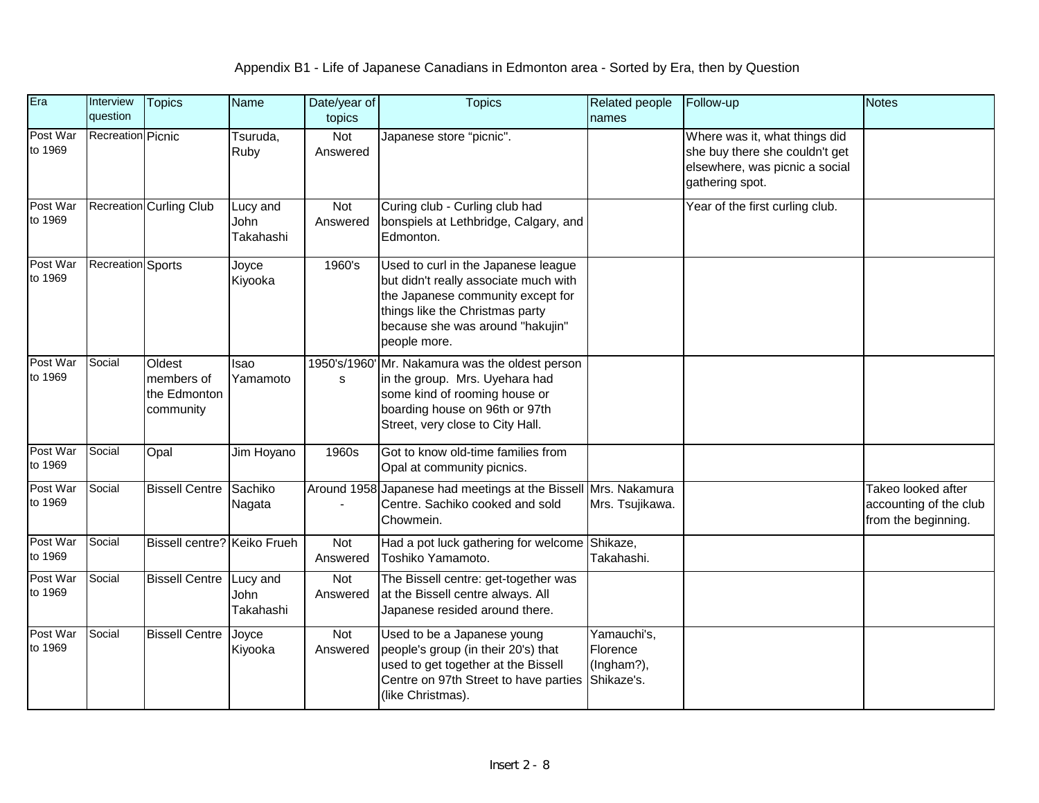Appendix B1 - Life of Japanese Canadians in Edmonton area - Sorted by Era, then by Question

| Era | Interview question | Topics | Name | Date/year of topics | Topics | Related people names | Follow-up | Notes |
|---|---|---|---|---|---|---|---|---|
| Post War to 1969 | Recreation | Picnic | Tsuruda, Ruby | Not Answered | Japanese store "picnic". | | Where was it, what things did she buy there she couldn't get elsewhere, was picnic a social gathering spot. | |
| Post War to 1969 | Recreation | Curling Club | Lucy and John Takahashi | Not Answered | Curing club - Curling club had bonspiels at Lethbridge, Calgary, and Edmonton. | | Year of the first curling club. | |
| Post War to 1969 | Recreation | Sports | Joyce Kiyooka | 1960's | Used to curl in the Japanese league but didn't really associate much with the Japanese community except for things like the Christmas party because she was around "hakujin" people more. | | | |
| Post War to 1969 | Social | Oldest members of the Edmonton community | Isao Yamamoto | 1950's/1960's | Mr. Nakamura was the oldest person in the group. Mrs. Uyehara had some kind of rooming house or boarding house on 96th or 97th Street, very close to City Hall. | | | |
| Post War to 1969 | Social | Opal | Jim Hoyano | 1960s | Got to know old-time families from Opal at community picnics. | | | |
| Post War to 1969 | Social | Bissell Centre | Sachiko Nagata | Around 1958 - | Japanese had meetings at the Bissell Centre. Sachiko cooked and sold Chowmein. | Mrs. Nakamura Mrs. Tsujikawa. | | Takeo looked after accounting of the club from the beginning. |
| Post War to 1969 | Social | Bissell centre? | Keiko Frueh | Not Answered | Had a pot luck gathering for welcome Toshiko Yamamoto. | Shikaze, Takahashi. | | |
| Post War to 1969 | Social | Bissell Centre | Lucy and John Takahashi | Not Answered | The Bissell centre: get-together was at the Bissell centre always. All Japanese resided around there. | | | |
| Post War to 1969 | Social | Bissell Centre | Joyce Kiyooka | Not Answered | Used to be a Japanese young people's group (in their 20's) that used to get together at the Bissell Centre on 97th Street to have parties (like Christmas). | Yamauchi's, Florence (Ingham?), Shikaze's. | | |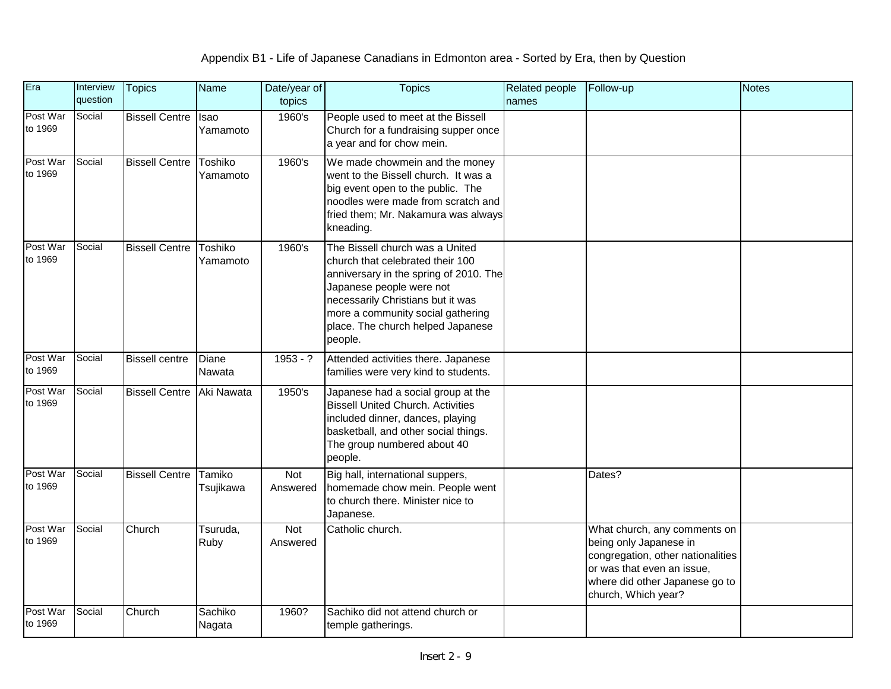Appendix B1 - Life of Japanese Canadians in Edmonton area - Sorted by Era, then by Question

| Era | Interview question | Topics | Name | Date/year of topics | Topics | Related people names | Follow-up | Notes |
|---|---|---|---|---|---|---|---|---|
| Post War to 1969 | Social | Bissell Centre | Isao Yamamoto | 1960's | People used to meet at the Bissell Church for a fundraising supper once a year and for chow mein. | | | |
| Post War to 1969 | Social | Bissell Centre | Toshiko Yamamoto | 1960's | We made chowmein and the money went to the Bissell church. It was a big event open to the public. The noodles were made from scratch and fried them; Mr. Nakamura was always kneading. | | | |
| Post War to 1969 | Social | Bissell Centre | Toshiko Yamamoto | 1960's | The Bissell church was a United church that celebrated their 100 anniversary in the spring of 2010. The Japanese people were not necessarily Christians but it was more a community social gathering place. The church helped Japanese people. | | | |
| Post War to 1969 | Social | Bissell centre | Diane Nawata | 1953 - ? | Attended activities there. Japanese families were very kind to students. | | | |
| Post War to 1969 | Social | Bissell Centre | Aki Nawata | 1950's | Japanese had a social group at the Bissell United Church. Activities included dinner, dances, playing basketball, and other social things. The group numbered about 40 people. | | | |
| Post War to 1969 | Social | Bissell Centre | Tamiko Tsujikawa | Not Answered | Big hall, international suppers, homemade chow mein. People went to church there. Minister nice to Japanese. | | Dates? | |
| Post War to 1969 | Social | Church | Tsuruda, Ruby | Not Answered | Catholic church. | | What church, any comments on being only Japanese in congregation, other nationalities or was that even an issue, where did other Japanese go to church, Which year? | |
| Post War to 1969 | Social | Church | Sachiko Nagata | 1960? | Sachiko did not attend church or temple gatherings. | | | |

Insert 2 - 9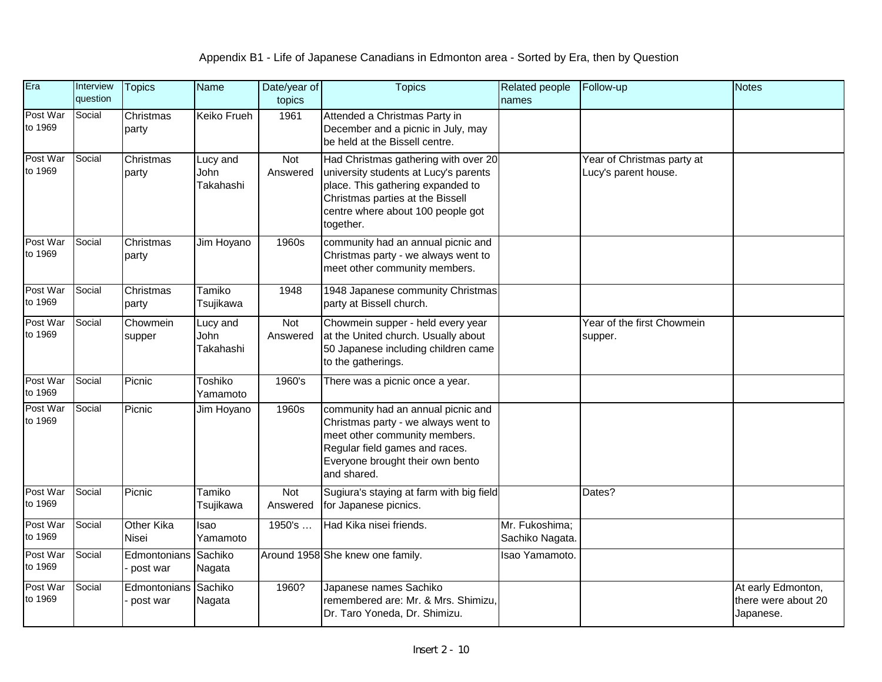# Appendix B1 - Life of Japanese Canadians in Edmonton area - Sorted by Era, then by Question

| Era | Interview question | Topics | Name | Date/year of topics | Topics | Related people names | Follow-up | Notes |
|---|---|---|---|---|---|---|---|---|
| Post War to 1969 | Social | Christmas party | Keiko Frueh | 1961 | Attended a Christmas Party in December and a picnic in July, may be held at the Bissell centre. | | | |
| Post War to 1969 | Social | Christmas party | Lucy and John Takahashi | Not Answered | Had Christmas gathering with over 20 university students at Lucy's parents place. This gathering expanded to Christmas parties at the Bissell centre where about 100 people got together. | | Year of Christmas party at Lucy's parent house. | |
| Post War to 1969 | Social | Christmas party | Jim Hoyano | 1960s | community had an annual picnic and Christmas party - we always went to meet other community members. | | | |
| Post War to 1969 | Social | Christmas party | Tamiko Tsujikawa | 1948 | 1948 Japanese community Christmas party at Bissell church. | | | |
| Post War to 1969 | Social | Chowmein supper | Lucy and John Takahashi | Not Answered | Chowmein supper - held every year at the United church. Usually about 50 Japanese including children came to the gatherings. | | Year of the first Chowmein supper. | |
| Post War to 1969 | Social | Picnic | Toshiko Yamamoto | 1960's | There was a picnic once a year. | | | |
| Post War to 1969 | Social | Picnic | Jim Hoyano | 1960s | community had an annual picnic and Christmas party - we always went to meet other community members. Regular field games and races. Everyone brought their own bento and shared. | | | |
| Post War to 1969 | Social | Picnic | Tamiko Tsujikawa | Not Answered | Sugiura's staying at farm with big field for Japanese picnics. | | Dates? | |
| Post War to 1969 | Social | Other Kika Nisei | Isao Yamamoto | 1950's … | Had Kika nisei friends. | Mr. Fukoshima; Sachiko Nagata. | | |
| Post War to 1969 | Social | Edmontonians - post war | Sachiko Nagata | Around 1958 | She knew one family. | Isao Yamamoto. | | |
| Post War to 1969 | Social | Edmontonians - post war | Sachiko Nagata | 1960? | Japanese names Sachiko remembered are: Mr. & Mrs. Shimizu, Dr. Taro Yoneda, Dr. Shimizu. | | | At early Edmonton, there were about 20 Japanese. |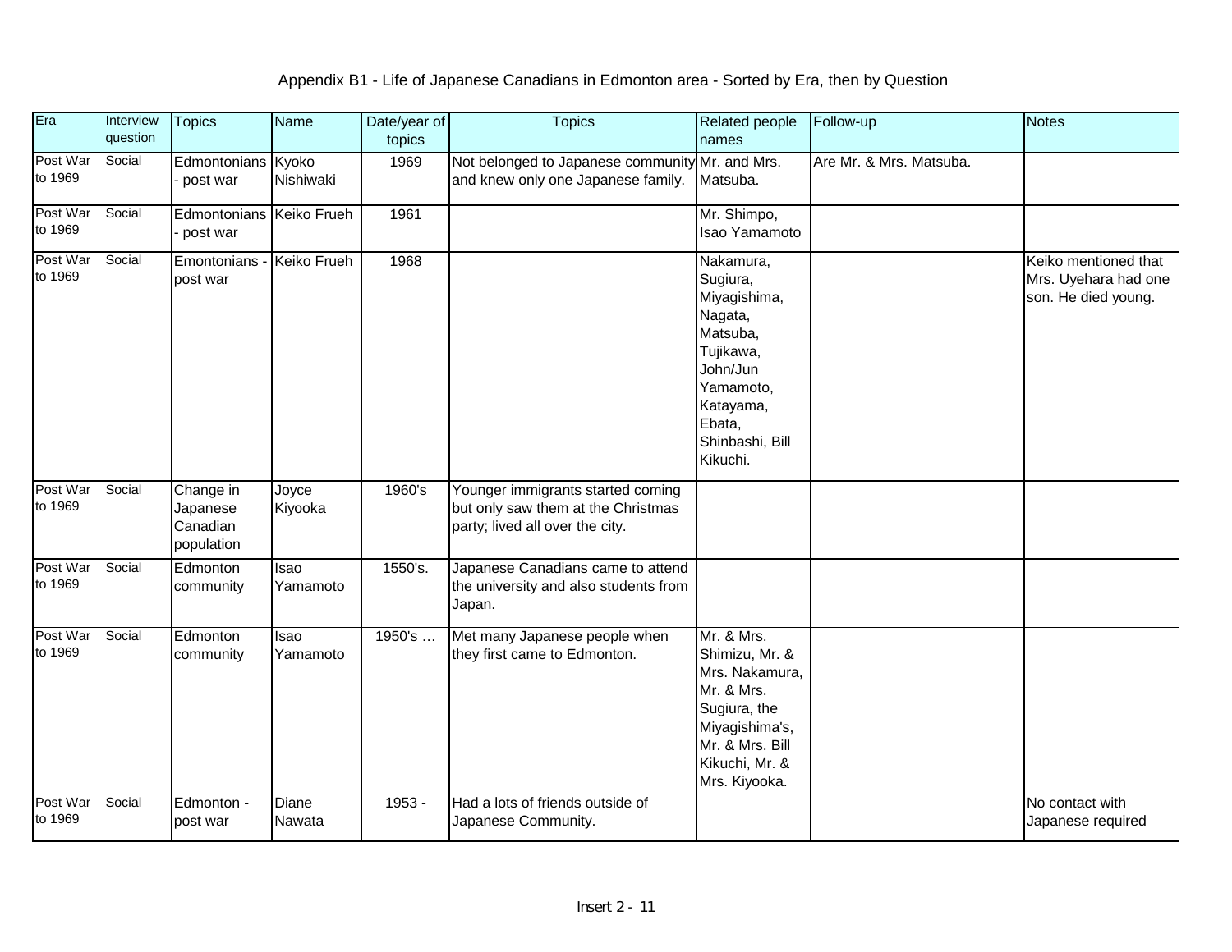Appendix B1 - Life of Japanese Canadians in Edmonton area - Sorted by Era, then by Question

| Era | Interview question | Topics | Name | Date/year of topics | Topics | Related people names | Follow-up | Notes |
|---|---|---|---|---|---|---|---|---|
| Post War to 1969 | Social | Edmontonians - post war | Kyoko Nishiwaki | 1969 | Not belonged to Japanese community and knew only one Japanese family. | Mr. and Mrs. Matsuba. | Are Mr. & Mrs. Matsuba. | |
| Post War to 1969 | Social | Edmontonians - post war | Keiko Frueh | 1961 | | Mr. Shimpo, Isao Yamamoto | | |
| Post War to 1969 | Social | Emontonians - post war | Keiko Frueh | 1968 | | Nakamura, Sugiura, Miyagishima, Nagata, Matsuba, Tujikawa, John/Jun Yamamoto, Katayama, Ebata, Shinbashi, Bill Kikuchi. | | Keiko mentioned that Mrs. Uyehara had one son. He died young. |
| Post War to 1969 | Social | Change in Japanese Canadian population | Joyce Kiyooka | 1960's | Younger immigrants started coming but only saw them at the Christmas party; lived all over the city. | | | |
| Post War to 1969 | Social | Edmonton community | Isao Yamamoto | 1550's. | Japanese Canadians came to attend the university and also students from Japan. | | | |
| Post War to 1969 | Social | Edmonton community | Isao Yamamoto | 1950's … | Met many Japanese people when they first came to Edmonton. | Mr. & Mrs. Shimizu, Mr. & Mrs. Nakamura, Mr. & Mrs. Sugiura, the Miyagishima's, Mr. & Mrs. Bill Kikuchi, Mr. & Mrs. Kiyooka. | | |
| Post War to 1969 | Social | Edmonton - post war | Diane Nawata | 1953 - | Had a lots of friends outside of Japanese Community. | | | No contact with Japanese required |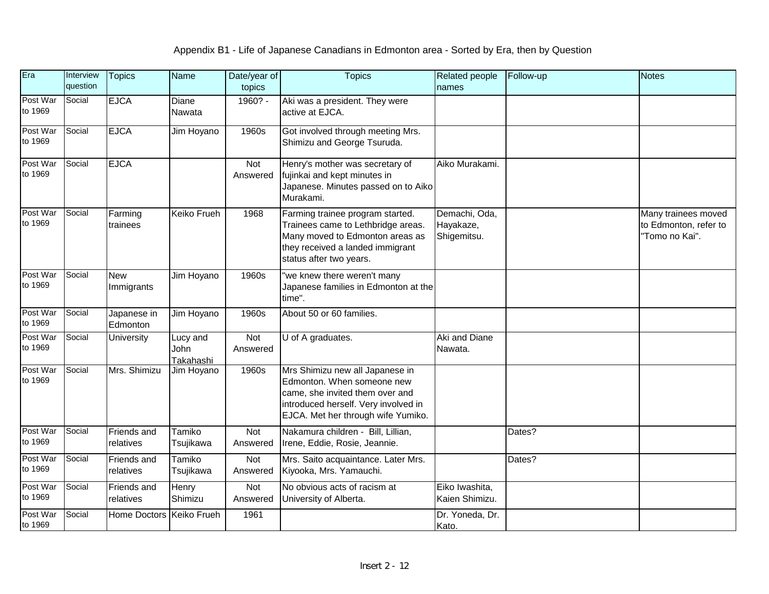# Appendix B1 - Life of Japanese Canadians in Edmonton area - Sorted by Era, then by Question

| Era | Interview question | Topics | Name | Date/year of topics | Topics | Related people names | Follow-up | Notes |
|---|---|---|---|---|---|---|---|---|
| Post War to 1969 | Social | EJCA | Diane Nawata | 1960? - | Aki was a president. They were active at EJCA. | | | |
| Post War to 1969 | Social | EJCA | Jim Hoyano | 1960s | Got involved through meeting Mrs. Shimizu and George Tsuruda. | | | |
| Post War to 1969 | Social | EJCA | | Not Answered | Henry's mother was secretary of fujinkai and kept minutes in Japanese. Minutes passed on to Aiko Murakami. | Aiko Murakami. | | |
| Post War to 1969 | Social | Farming trainees | Keiko Frueh | 1968 | Farming trainee program started. Trainees came to Lethbridge areas. Many moved to Edmonton areas as they received a landed immigrant status after two years. | Demachi, Oda, Hayakaze, Shigemitsu. | | Many trainees moved to Edmonton, refer to "Tomo no Kai". |
| Post War to 1969 | Social | New Immigrants | Jim Hoyano | 1960s | "we knew there weren't many Japanese families in Edmonton at the time". | | | |
| Post War to 1969 | Social | Japanese in Edmonton | Jim Hoyano | 1960s | About 50 or 60 families. | | | |
| Post War to 1969 | Social | University | Lucy and John Takahashi | Not Answered | U of A graduates. | Aki and Diane Nawata. | | |
| Post War to 1969 | Social | Mrs. Shimizu | Jim Hoyano | 1960s | Mrs Shimizu new all Japanese in Edmonton. When someone new came, she invited them over and introduced herself. Very involved in EJCA. Met her through wife Yumiko. | | | |
| Post War to 1969 | Social | Friends and relatives | Tamiko Tsujikawa | Not Answered | Nakamura children - Bill, Lillian, Irene, Eddie, Rosie, Jeannie. | | Dates? | |
| Post War to 1969 | Social | Friends and relatives | Tamiko Tsujikawa | Not Answered | Mrs. Saito acquaintance. Later Mrs. Kiyooka, Mrs. Yamauchi. | | Dates? | |
| Post War to 1969 | Social | Friends and relatives | Henry Shimizu | Not Answered | No obvious acts of racism at University of Alberta. | Eiko Iwashita, Kaien Shimizu. | | |
| Post War to 1969 | Social | Home Doctors | Keiko Frueh | 1961 | | Dr. Yoneda, Dr. Kato. | | |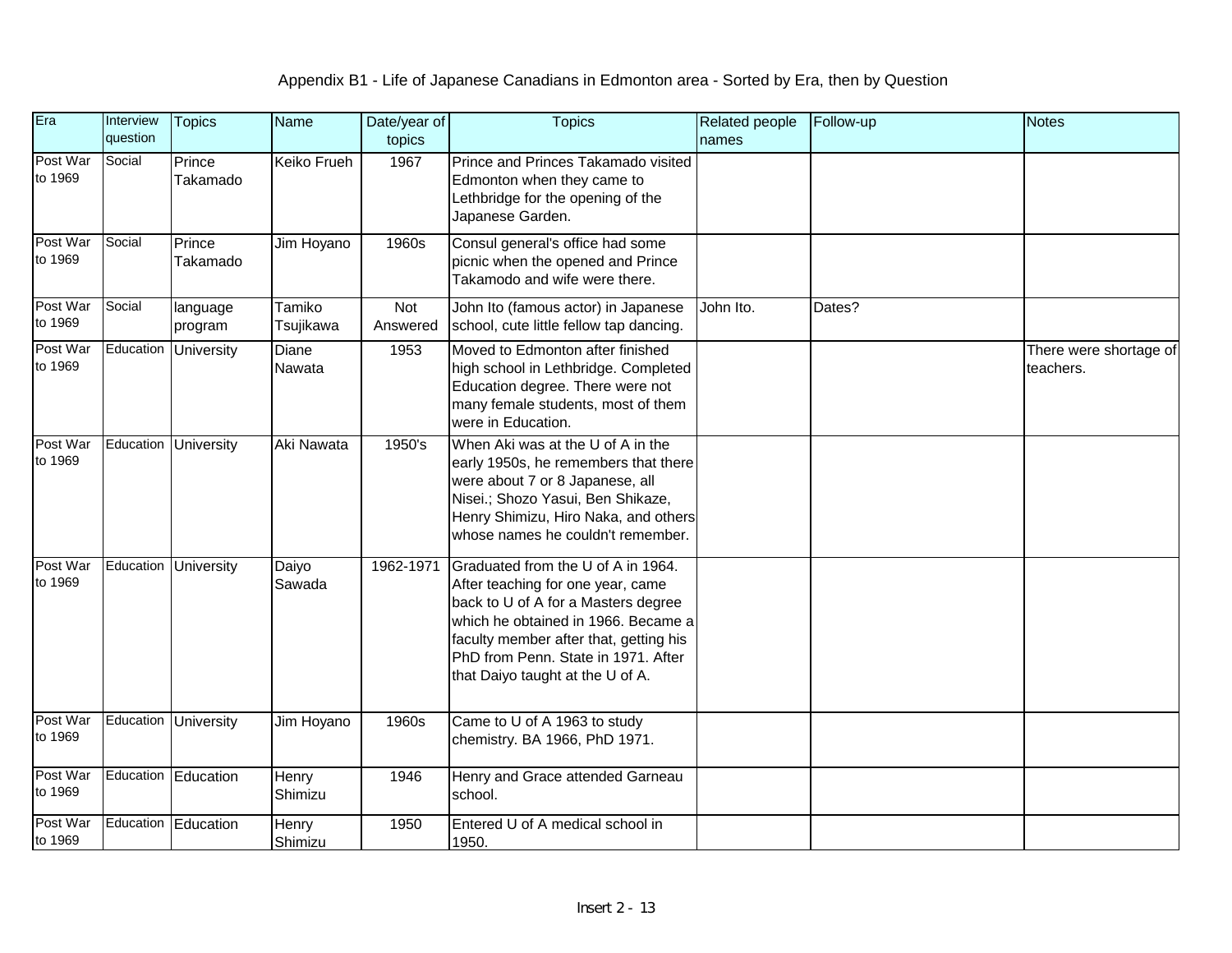Appendix B1 - Life of Japanese Canadians in Edmonton area - Sorted by Era, then by Question

| Era | Interview question | Topics | Name | Date/year of topics | Topics | Related people names | Follow-up | Notes |
|---|---|---|---|---|---|---|---|---|
| Post War to 1969 | Social | Prince Takamado | Keiko Frueh | 1967 | Prince and Princes Takamado visited Edmonton when they came to Lethbridge for the opening of the Japanese Garden. | | | |
| Post War to 1969 | Social | Prince Takamado | Jim Hoyano | 1960s | Consul general's office had some picnic when the opened and Prince Takamodo and wife were there. | | | |
| Post War to 1969 | Social | language program | Tamiko Tsujikawa | Not Answered | John Ito (famous actor) in Japanese school, cute little fellow tap dancing. | John Ito. | Dates? | |
| Post War to 1969 | Education | University | Diane Nawata | 1953 | Moved to Edmonton after finished high school in Lethbridge. Completed Education degree. There were not many female students, most of them were in Education. | | | There were shortage of teachers. |
| Post War to 1969 | Education | University | Aki Nawata | 1950's | When Aki was at the U of A in the early 1950s, he remembers that there were about 7 or 8 Japanese, all Nisei.; Shozo Yasui, Ben Shikaze, Henry Shimizu, Hiro Naka, and others whose names he couldn't remember. | | | |
| Post War to 1969 | Education | University | Daiyo Sawada | 1962-1971 | Graduated from the U of A in 1964. After teaching for one year, came back to U of A for a Masters degree which he obtained in 1966. Became a faculty member after that, getting his PhD from Penn. State in 1971. After that Daiyo taught at the U of A. | | | |
| Post War to 1969 | Education | University | Jim Hoyano | 1960s | Came to U of A 1963 to study chemistry. BA 1966, PhD 1971. | | | |
| Post War to 1969 | Education | Education | Henry Shimizu | 1946 | Henry and Grace attended Garneau school. | | | |
| Post War to 1969 | Education | Education | Henry Shimizu | 1950 | Entered U of A medical school in 1950. | | | |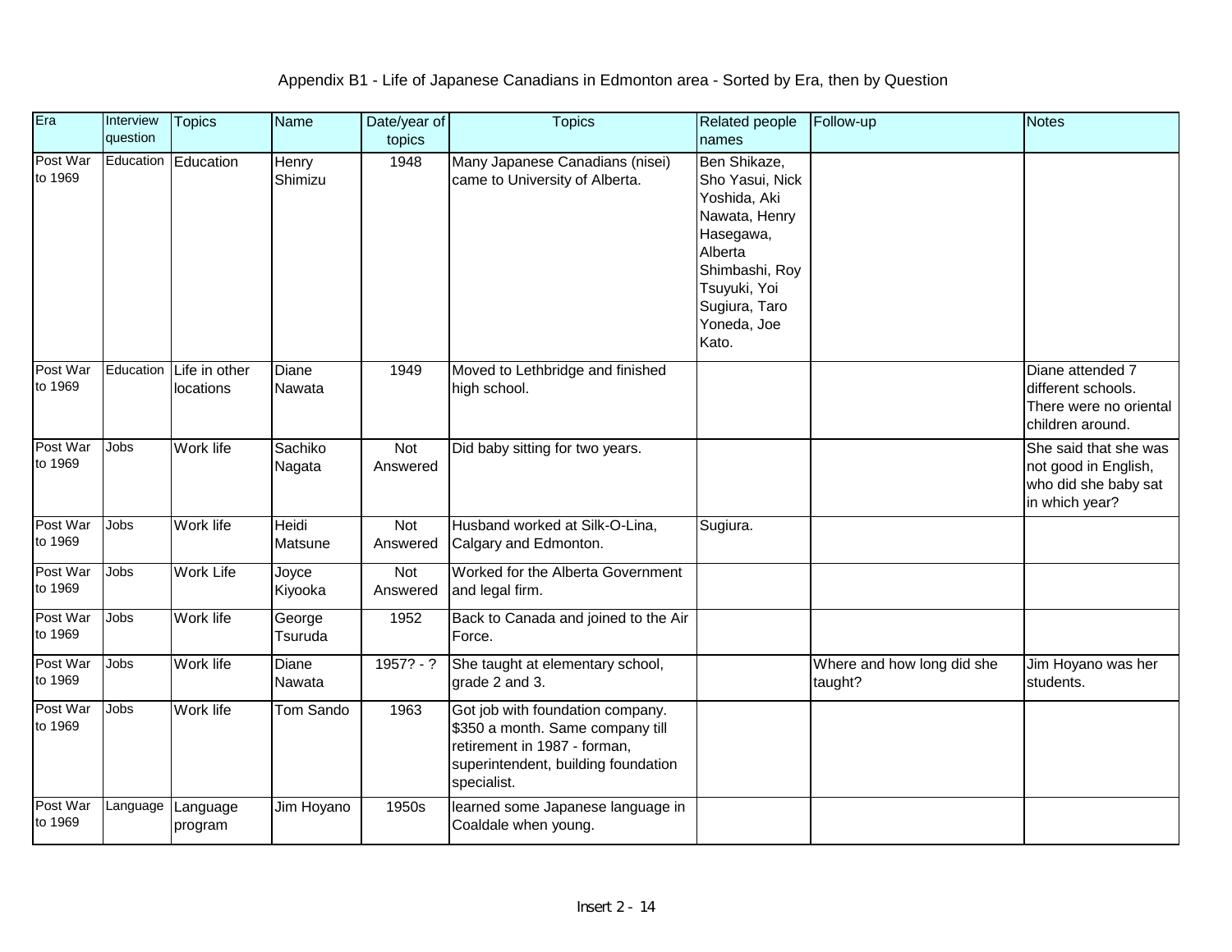Appendix B1 - Life of Japanese Canadians in Edmonton area - Sorted by Era, then by Question

| Era | Interview question | Topics | Name | Date/year of topics | Topics | Related people names | Follow-up | Notes |
|---|---|---|---|---|---|---|---|---|
| Post War to 1969 | Education | Education | Henry Shimizu | 1948 | Many Japanese Canadians (nisei) came to University of Alberta. | Ben Shikaze, Sho Yasui, Nick Yoshida, Aki Nawata, Henry Hasegawa, Alberta Shimbashi, Roy Tsuyuki, Yoi Sugiura, Taro Yoneda, Joe Kato. | | |
| Post War to 1969 | Education | Life in other locations | Diane Nawata | 1949 | Moved to Lethbridge and finished high school. | | | Diane attended 7 different schools. There were no oriental children around. |
| Post War to 1969 | Jobs | Work life | Sachiko Nagata | Not Answered | Did baby sitting for two years. | | | She said that she was not good in English, who did she baby sat in which year? |
| Post War to 1969 | Jobs | Work life | Heidi Matsune | Not Answered | Husband worked at Silk-O-Lina, Calgary and Edmonton. | Sugiura. | | |
| Post War to 1969 | Jobs | Work Life | Joyce Kiyooka | Not Answered | Worked for the Alberta Government and legal firm. | | | |
| Post War to 1969 | Jobs | Work life | George Tsuruda | 1952 | Back to Canada and joined to the Air Force. | | | |
| Post War to 1969 | Jobs | Work life | Diane Nawata | 1957? - ? | She taught at elementary school, grade 2 and 3. | | Where and how long did she taught? | Jim Hoyano was her students. |
| Post War to 1969 | Jobs | Work life | Tom Sando | 1963 | Got job with foundation company. $350 a month. Same company till retirement in 1987 - forman, superintendent, building foundation specialist. | | | |
| Post War to 1969 | Language | Language program | Jim Hoyano | 1950s | learned some Japanese language in Coaldale when young. | | | |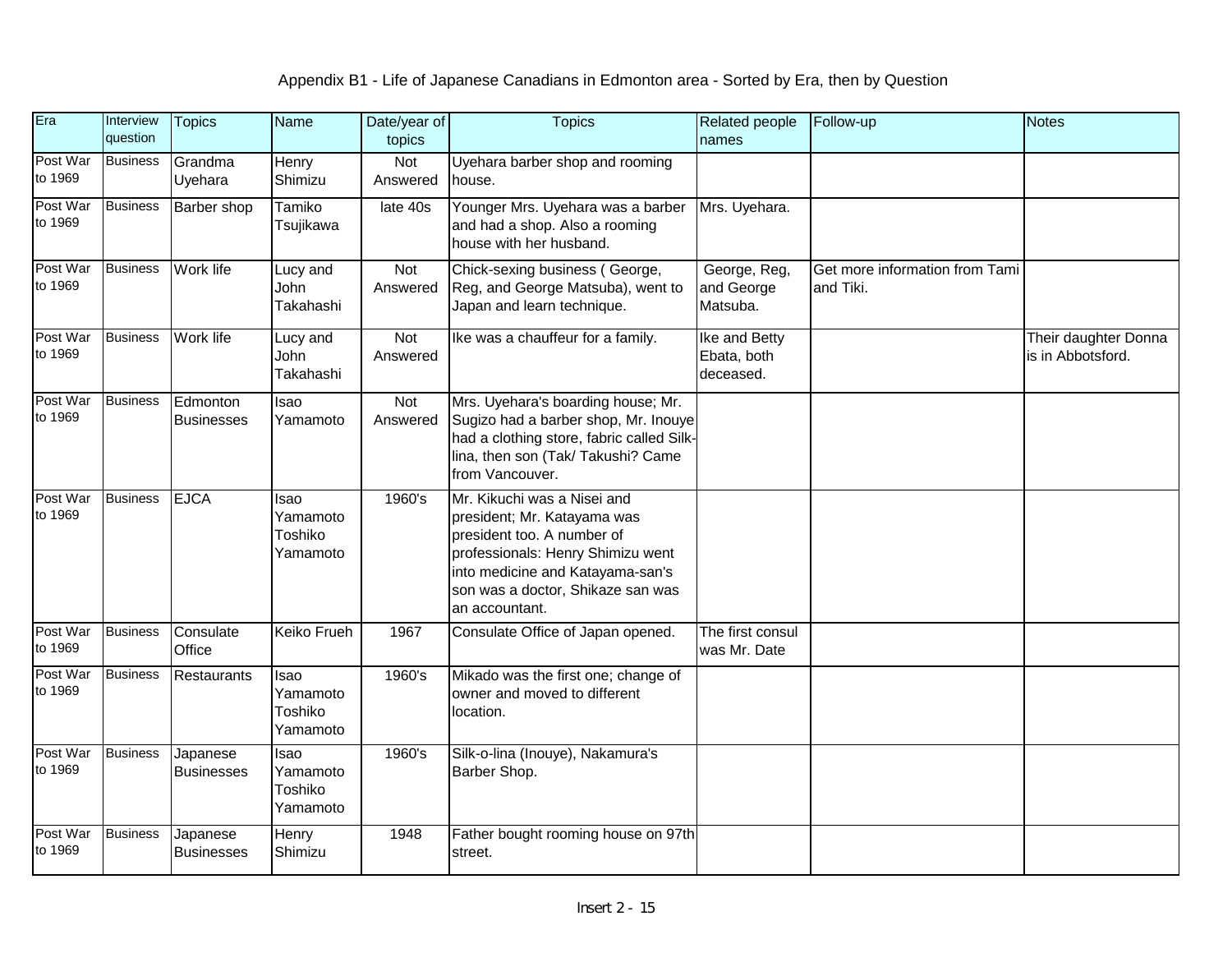# Appendix B1 - Life of Japanese Canadians in Edmonton area - Sorted by Era, then by Question

| Era | Interview question | Topics | Name | Date/year of topics | Topics | Related people names | Follow-up | Notes |
|---|---|---|---|---|---|---|---|---|
| Post War to 1969 | Business | Grandma Uyehara | Henry Shimizu | Not Answered | Uyehara barber shop and rooming house. | | | |
| Post War to 1969 | Business | Barber shop | Tamiko Tsujikawa | late 40s | Younger Mrs. Uyehara was a barber and had a shop. Also a rooming house with her husband. | Mrs. Uyehara. | | |
| Post War to 1969 | Business | Work life | Lucy and John Takahashi | Not Answered | Chick-sexing business ( George, Reg, and George Matsuba), went to Japan and learn technique. | George, Reg, and George Matsuba. | Get more information from Tami and Tiki. | |
| Post War to 1969 | Business | Work life | Lucy and John Takahashi | Not Answered | Ike was a chauffeur for a family. | Ike and Betty Ebata, both deceased. | | Their daughter Donna is in Abbotsford. |
| Post War to 1969 | Business | Edmonton Businesses | Isao Yamamoto | Not Answered | Mrs. Uyehara's boarding house; Mr. Sugizo had a barber shop, Mr. Inouye had a clothing store, fabric called Silk-lina, then son (Tak/ Takushi? Came from Vancouver. | | | |
| Post War to 1969 | Business | EJCA | Isao Yamamoto Toshiko Yamamoto | 1960's | Mr. Kikuchi was a Nisei and president; Mr. Katayama was president too. A number of professionals: Henry Shimizu went into medicine and Katayama-san's son was a doctor, Shikaze san was an accountant. | | | |
| Post War to 1969 | Business | Consulate Office | Keiko Frueh | 1967 | Consulate Office of Japan opened. | The first consul was Mr. Date | | |
| Post War to 1969 | Business | Restaurants | Isao Yamamoto Toshiko Yamamoto | 1960's | Mikado was the first one; change of owner and moved to different location. | | | |
| Post War to 1969 | Business | Japanese Businesses | Isao Yamamoto Toshiko Yamamoto | 1960's | Silk-o-lina (Inouye), Nakamura's Barber Shop. | | | |
| Post War to 1969 | Business | Japanese Businesses | Henry Shimizu | 1948 | Father bought rooming house on 97th street. | | | |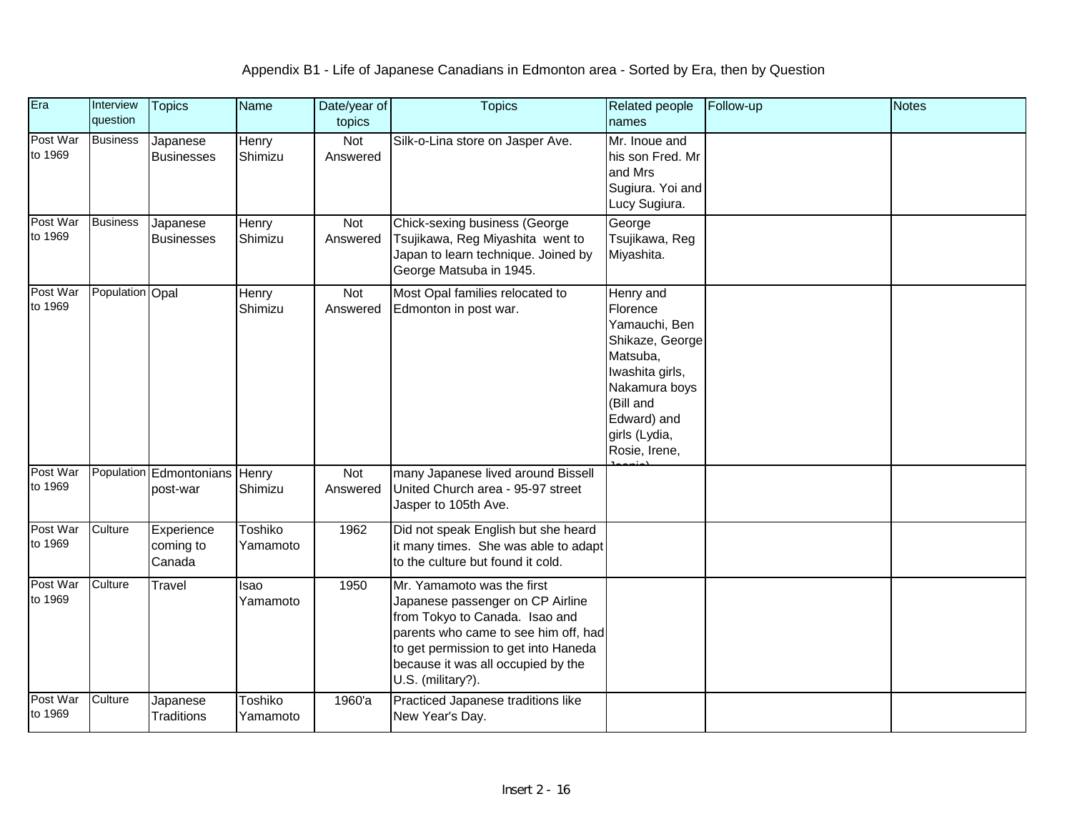Appendix B1 - Life of Japanese Canadians in Edmonton area - Sorted by Era, then by Question

| Era | Interview question | Topics | Name | Date/year of topics | Topics | Related people names | Follow-up | Notes |
|---|---|---|---|---|---|---|---|---|
| Post War to 1969 | Business | Japanese Businesses | Henry Shimizu | Not Answered | Silk-o-Lina store on Jasper Ave. | Mr. Inoue and his son Fred. Mr and Mrs Sugiura. Yoi and Lucy Sugiura. | | |
| Post War to 1969 | Business | Japanese Businesses | Henry Shimizu | Not Answered | Chick-sexing business (George Tsujikawa, Reg Miyashita went to Japan to learn technique. Joined by George Matsuba in 1945. | George Tsujikawa, Reg Miyashita. | | |
| Post War to 1969 | Population | Opal | Henry Shimizu | Not Answered | Most Opal families relocated to Edmonton in post war. | Henry and Florence Yamauchi, Ben Shikaze, George Matsuba, Iwashita girls, Nakamura boys (Bill and Edward) and girls (Lydia, Rosie, Irene, Jeanie) | | |
| Post War to 1969 | Population | Edmontonians post-war | Henry Shimizu | Not Answered | many Japanese lived around Bissell United Church area - 95-97 street Jasper to 105th Ave. | | | |
| Post War to 1969 | Culture | Experience coming to Canada | Toshiko Yamamoto | 1962 | Did not speak English but she heard it many times. She was able to adapt to the culture but found it cold. | | | |
| Post War to 1969 | Culture | Travel | Isao Yamamoto | 1950 | Mr. Yamamoto was the first Japanese passenger on CP Airline from Tokyo to Canada. Isao and parents who came to see him off, had to get permission to get into Haneda because it was all occupied by the U.S. (military?). | | | |
| Post War to 1969 | Culture | Japanese Traditions | Toshiko Yamamoto | 1960'a | Practiced Japanese traditions like New Year's Day. | | | |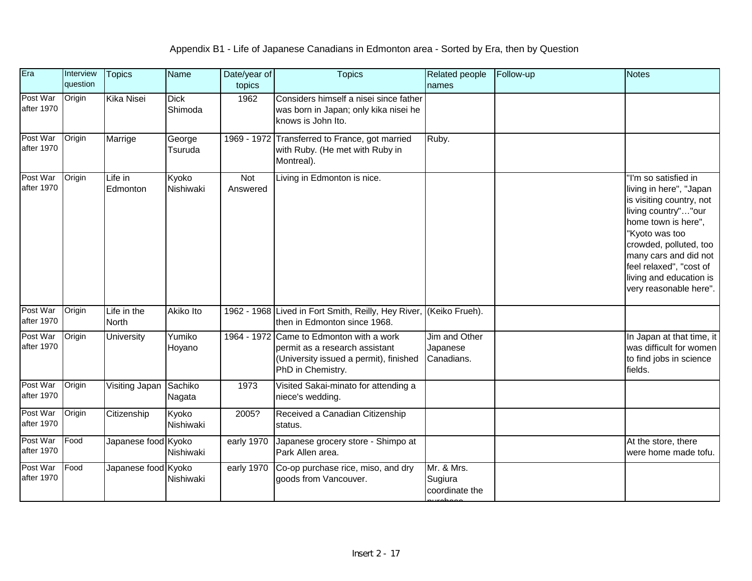# Appendix B1 - Life of Japanese Canadians in Edmonton area - Sorted by Era, then by Question

| Era | Interview question | Topics | Name | Date/year of topics | Topics | Related people names | Follow-up | Notes |
|---|---|---|---|---|---|---|---|---|
| Post War after 1970 | Origin | Kika Nisei | Dick Shimoda | 1962 | Considers himself a nisei since father was born in Japan; only kika nisei he knows is John Ito. | | | |
| Post War after 1970 | Origin | Marrige | George Tsuruda | 1969 - 1972 | Transferred to France, got married with Ruby. (He met with Ruby in Montreal). | Ruby. | | |
| Post War after 1970 | Origin | Life in Edmonton | Kyoko Nishiwaki | Not Answered | Living in Edmonton is nice. | | | "I'm so satisfied in living in here", "Japan is visiting country, not living country"…"our home town is here", "Kyoto was too crowded, polluted, too many cars and did not feel relaxed", "cost of living and education is very reasonable here". |
| Post War after 1970 | Origin | Life in the North | Akiko Ito | 1962 - 1968 | Lived in Fort Smith, Reilly, Hey River, then in Edmonton since 1968. | (Keiko Frueh). | | |
| Post War after 1970 | Origin | University | Yumiko Hoyano | 1964 - 1972 | Came to Edmonton with a work permit as a research assistant (University issued a permit), finished PhD in Chemistry. | Jim and Other Japanese Canadians. | | In Japan at that time, it was difficult for women to find jobs in science fields. |
| Post War after 1970 | Origin | Visiting Japan | Sachiko Nagata | 1973 | Visited Sakai-minato for attending a niece's wedding. | | | |
| Post War after 1970 | Origin | Citizenship | Kyoko Nishiwaki | 2005? | Received a Canadian Citizenship status. | | | |
| Post War after 1970 | Food | Japanese food | Kyoko Nishiwaki | early 1970 | Japanese grocery store - Shimpo at Park Allen area. | | | At the store, there were home made tofu. |
| Post War after 1970 | Food | Japanese food | Kyoko Nishiwaki | early 1970 | Co-op purchase rice, miso, and dry goods from Vancouver. | Mr. & Mrs. Sugiura coordinate the purchase | | |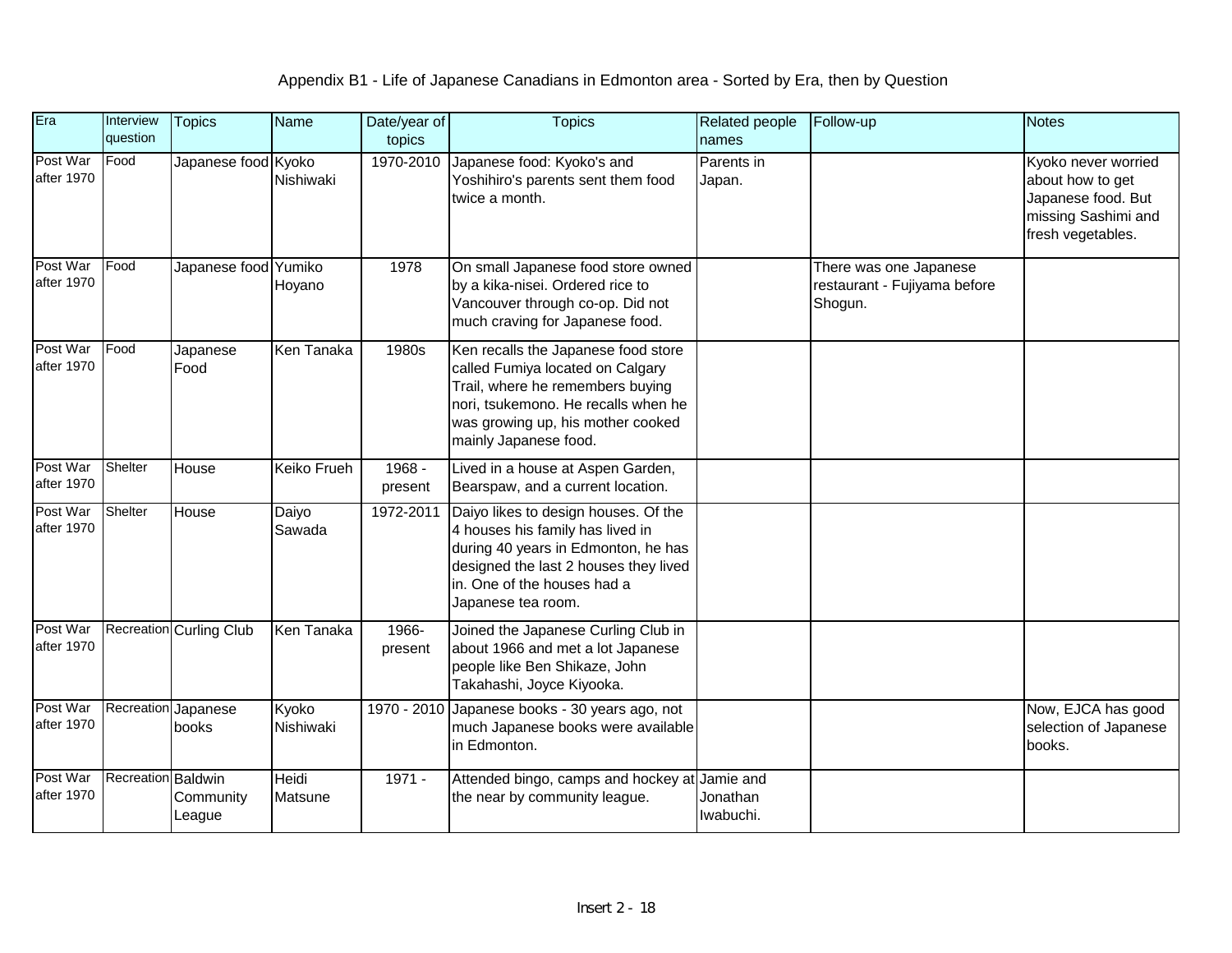Appendix B1 - Life of Japanese Canadians in Edmonton area - Sorted by Era, then by Question

| Era | Interview question | Topics | Name | Date/year of topics | Topics | Related people names | Follow-up | Notes |
|---|---|---|---|---|---|---|---|---|
| Post War after 1970 | Food | Japanese food | Kyoko Nishiwaki | 1970-2010 | Japanese food: Kyoko's and Yoshihiro's parents sent them food twice a month. | Parents in Japan. | | Kyoko never worried about how to get Japanese food. But missing Sashimi and fresh vegetables. |
| Post War after 1970 | Food | Japanese food | Yumiko Hoyano | 1978 | On small Japanese food store owned by a kika-nisei. Ordered rice to Vancouver through co-op. Did not much craving for Japanese food. | | There was one Japanese restaurant - Fujiyama before Shogun. | |
| Post War after 1970 | Food | Japanese Food | Ken Tanaka | 1980s | Ken recalls the Japanese food store called Fumiya located on Calgary Trail, where he remembers buying nori, tsukemono. He recalls when he was growing up, his mother cooked mainly Japanese food. | | | |
| Post War after 1970 | Shelter | House | Keiko Frueh | 1968 - present | Lived in a house at Aspen Garden, Bearspaw, and a current location. | | | |
| Post War after 1970 | Shelter | House | Daiyo Sawada | 1972-2011 | Daiyo likes to design houses. Of the 4 houses his family has lived in during 40 years in Edmonton, he has designed the last 2 houses they lived in. One of the houses had a Japanese tea room. | | | |
| Post War after 1970 | Recreation | Curling Club | Ken Tanaka | 1966-present | Joined the Japanese Curling Club in about 1966 and met a lot Japanese people like Ben Shikaze, John Takahashi, Joyce Kiyooka. | | | |
| Post War after 1970 | Recreation | Japanese books | Kyoko Nishiwaki | 1970 - 2010 | Japanese books - 30 years ago, not much Japanese books were available in Edmonton. | | | Now, EJCA has good selection of Japanese books. |
| Post War after 1970 | Recreation | Baldwin Community League | Heidi Matsune | 1971 - | Attended bingo, camps and hockey at the near by community league. | Jamie and Jonathan Iwabuchi. | | |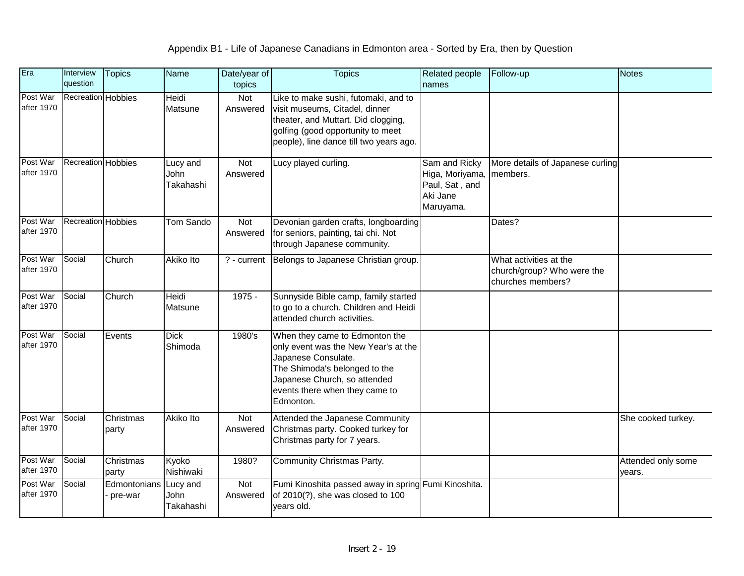# Appendix B1 - Life of Japanese Canadians in Edmonton area - Sorted by Era, then by Question

| Era | Interview question | Topics | Name | Date/year of topics | Topics | Related people names | Follow-up | Notes |
|---|---|---|---|---|---|---|---|---|
| Post War after 1970 | Recreation | Hobbies | Heidi Matsune | Not Answered | Like to make sushi, futomaki, and to visit museums, Citadel, dinner theater, and Muttart. Did clogging, golfing (good opportunity to meet people), line dance till two years ago. | | | |
| Post War after 1970 | Recreation | Hobbies | Lucy and John Takahashi | Not Answered | Lucy played curling. | Sam and Ricky Higa, Moriyama, Paul, Sat , and Aki Jane Maruyama. | More details of Japanese curling members. | |
| Post War after 1970 | Recreation | Hobbies | Tom Sando | Not Answered | Devonian garden crafts, longboarding for seniors, painting, tai chi. Not through Japanese community. | | Dates? | |
| Post War after 1970 | Social | Church | Akiko Ito | ? - current | Belongs to Japanese Christian group. | | What activities at the church/group? Who were the churches members? | |
| Post War after 1970 | Social | Church | Heidi Matsune | 1975 - | Sunnyside Bible camp, family started to go to a church. Children and Heidi attended church activities. | | | |
| Post War after 1970 | Social | Events | Dick Shimoda | 1980's | When they came to Edmonton the only event was the New Year's at the Japanese Consulate.<br>The Shimoda's belonged to the Japanese Church, so attended events there when they came to Edmonton. | | | |
| Post War after 1970 | Social | Christmas party | Akiko Ito | Not Answered | Attended the Japanese Community Christmas party. Cooked turkey for Christmas party for 7 years. | | | She cooked turkey. |
| Post War after 1970 | Social | Christmas party | Kyoko Nishiwaki | 1980? | Community Christmas Party. | | | Attended only some years. |
| Post War after 1970 | Social | Edmontonians - pre-war | Lucy and John Takahashi | Not Answered | Fumi Kinoshita passed away in spring of 2010(?), she was closed to 100 years old. | Fumi Kinoshita. | | |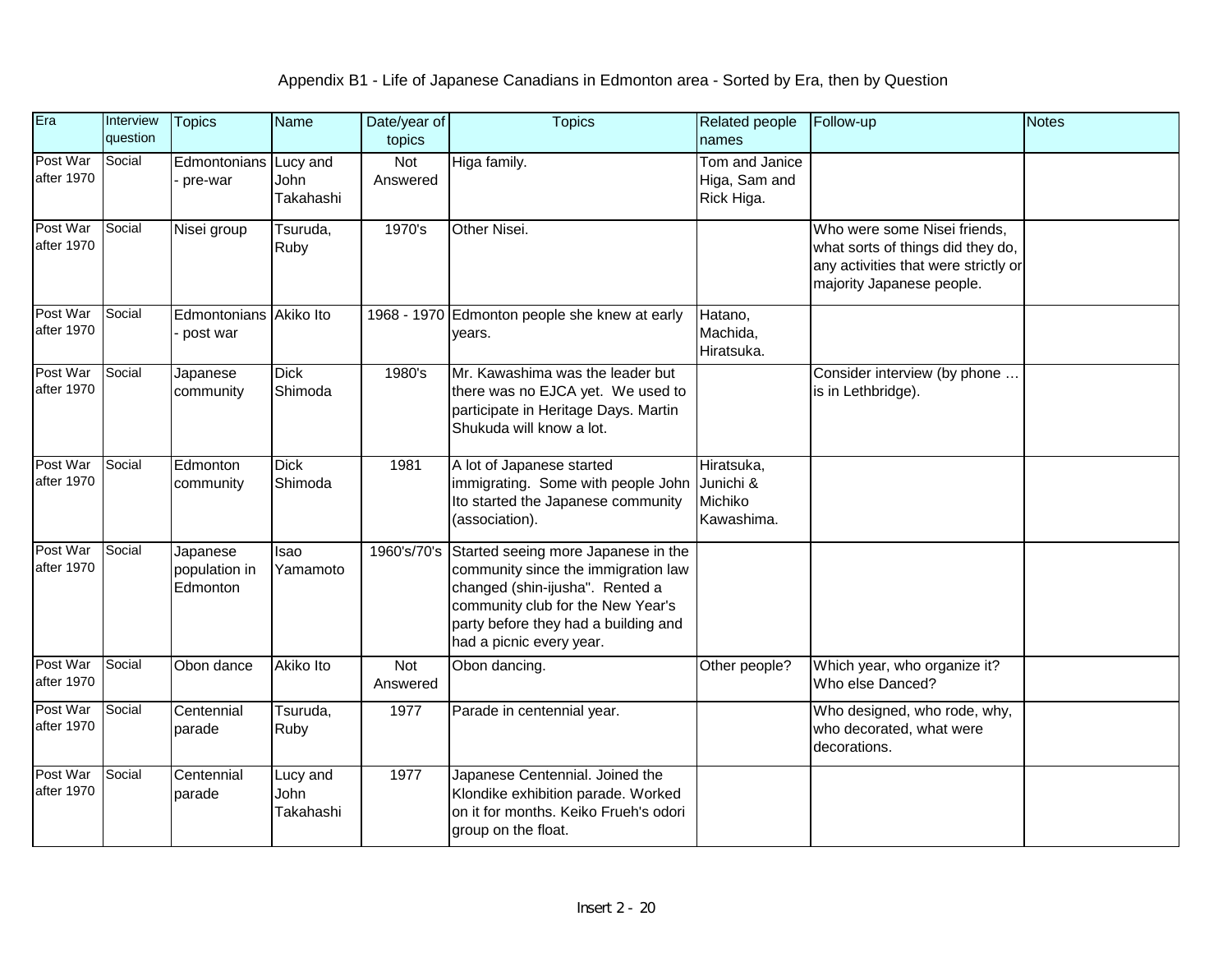# Appendix B1 - Life of Japanese Canadians in Edmonton area - Sorted by Era, then by Question

| Era | Interview question | Topics | Name | Date/year of topics | Topics | Related people names | Follow-up | Notes |
|---|---|---|---|---|---|---|---|---|
| Post War after 1970 | Social | Edmontonians - pre-war | Lucy and John Takahashi | Not Answered | Higa family. | Tom and Janice Higa, Sam and Rick Higa. | | |
| Post War after 1970 | Social | Nisei group | Tsuruda, Ruby | 1970's | Other Nisei. | | Who were some Nisei friends, what sorts of things did they do, any activities that were strictly or majority Japanese people. | |
| Post War after 1970 | Social | Edmontonians - post war | Akiko Ito | 1968 - 1970 | Edmonton people she knew at early years. | Hatano, Machida, Hiratsuka. | | |
| Post War after 1970 | Social | Japanese community | Dick Shimoda | 1980's | Mr. Kawashima was the leader but there was no EJCA yet. We used to participate in Heritage Days. Martin Shukuda will know a lot. | | Consider interview (by phone … is in Lethbridge). | |
| Post War after 1970 | Social | Edmonton community | Dick Shimoda | 1981 | A lot of Japanese started immigrating. Some with people John Ito started the Japanese community (association). | Hiratsuka, Junichi & Michiko Kawashima. | | |
| Post War after 1970 | Social | Japanese population in Edmonton | Isao Yamamoto | 1960's/70's | Started seeing more Japanese in the community since the immigration law changed (shin-ijusha". Rented a community club for the New Year's party before they had a building and had a picnic every year. | | | |
| Post War after 1970 | Social | Obon dance | Akiko Ito | Not Answered | Obon dancing. | Other people? | Which year, who organize it? Who else Danced? | |
| Post War after 1970 | Social | Centennial parade | Tsuruda, Ruby | 1977 | Parade in centennial year. | | Who designed, who rode, why, who decorated, what were decorations. | |
| Post War after 1970 | Social | Centennial parade | Lucy and John Takahashi | 1977 | Japanese Centennial. Joined the Klondike exhibition parade. Worked on it for months. Keiko Frueh's odori group on the float. | | | |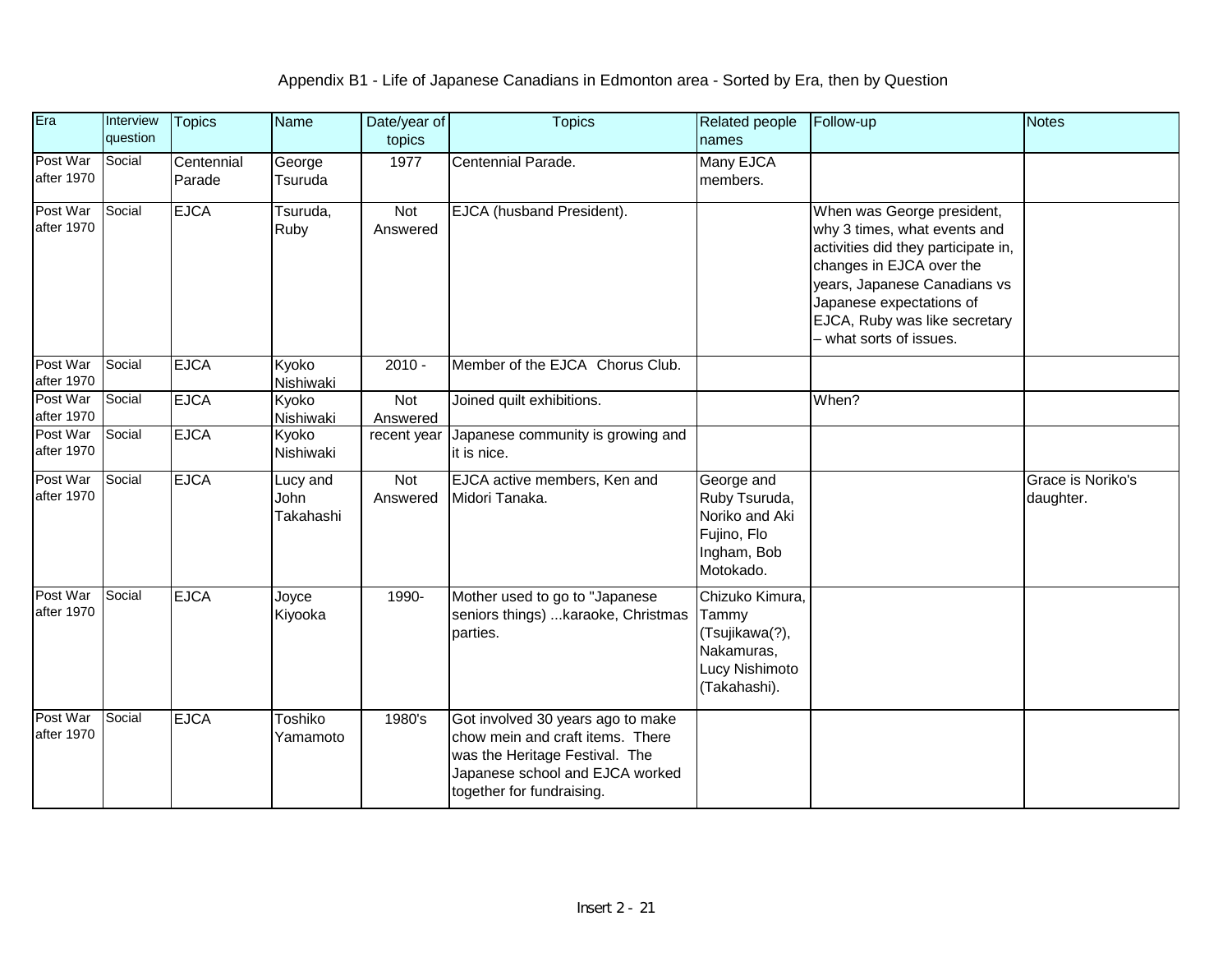# Appendix B1 - Life of Japanese Canadians in Edmonton area - Sorted by Era, then by Question

| Era | Interview question | Topics | Name | Date/year of topics | Topics | Related people names | Follow-up | Notes |
|---|---|---|---|---|---|---|---|---|
| Post War after 1970 | Social | Centennial Parade | George Tsuruda | 1977 | Centennial Parade. | Many EJCA members. | | |
| Post War after 1970 | Social | EJCA | Tsuruda, Ruby | Not Answered | EJCA (husband President). | | When was George president, why 3 times, what events and activities did they participate in, changes in EJCA over the years, Japanese Canadians vs Japanese expectations of EJCA, Ruby was like secretary – what sorts of issues. | |
| Post War after 1970 | Social | EJCA | Kyoko Nishiwaki | 2010 - | Member of the EJCA Chorus Club. | | | |
| Post War after 1970 | Social | EJCA | Kyoko Nishiwaki | Not Answered | Joined quilt exhibitions. | | When? | |
| Post War after 1970 | Social | EJCA | Kyoko Nishiwaki | recent year | Japanese community is growing and it is nice. | | | |
| Post War after 1970 | Social | EJCA | Lucy and John Takahashi | Not Answered | EJCA active members, Ken and Midori Tanaka. | George and Ruby Tsuruda, Noriko and Aki Fujino, Flo Ingham, Bob Motokado. | | Grace is Noriko's daughter. |
| Post War after 1970 | Social | EJCA | Joyce Kiyooka | 1990- | Mother used to go to "Japanese seniors things) ...karaoke, Christmas parties. | Chizuko Kimura, Tammy (Tsujikawa(?), Nakamuras, Lucy Nishimoto (Takahashi). | | |
| Post War after 1970 | Social | EJCA | Toshiko Yamamoto | 1980's | Got involved 30 years ago to make chow mein and craft items. There was the Heritage Festival. The Japanese school and EJCA worked together for fundraising. | | | |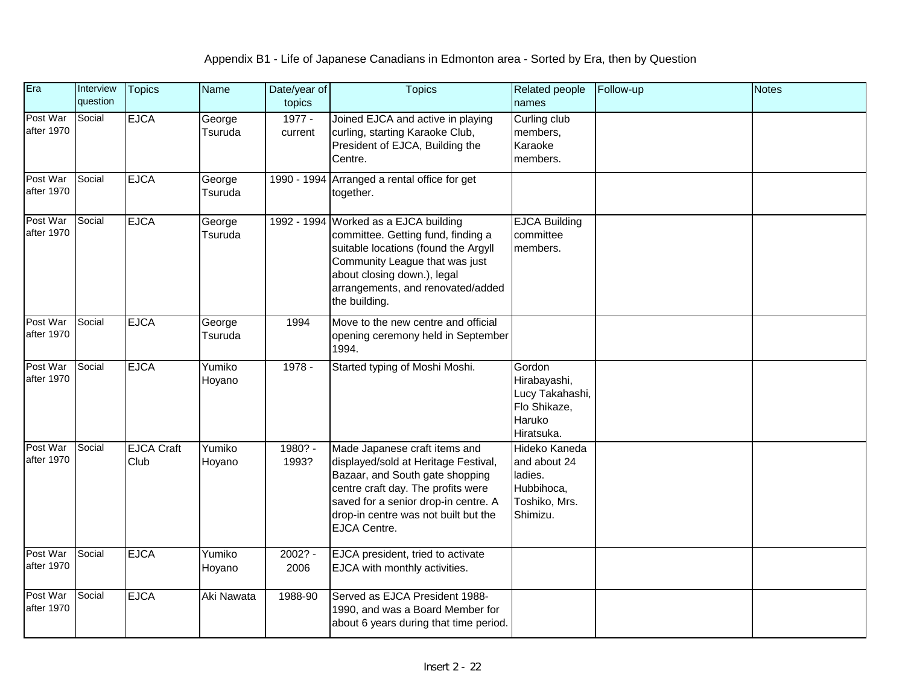Appendix B1 - Life of Japanese Canadians in Edmonton area - Sorted by Era, then by Question

| Era | Interview question | Topics | Name | Date/year of topics | Topics | Related people names | Follow-up | Notes |
|---|---|---|---|---|---|---|---|---|
| Post War after 1970 | Social | EJCA | George Tsuruda | 1977 - current | Joined EJCA and active in playing curling, starting Karaoke Club, President of EJCA, Building the Centre. | Curling club members, Karaoke members. | | |
| Post War after 1970 | Social | EJCA | George Tsuruda | 1990 - 1994 | Arranged a rental office for get together. | | | |
| Post War after 1970 | Social | EJCA | George Tsuruda | 1992 - 1994 | Worked as a EJCA building committee. Getting fund, finding a suitable locations (found the Argyll Community League that was just about closing down.), legal arrangements, and renovated/added the building. | EJCA Building committee members. | | |
| Post War after 1970 | Social | EJCA | George Tsuruda | 1994 | Move to the new centre and official opening ceremony held in September 1994. | | | |
| Post War after 1970 | Social | EJCA | Yumiko Hoyano | 1978 - | Started typing of Moshi Moshi. | Gordon Hirabayashi, Lucy Takahashi, Flo Shikaze, Haruko Hiratsuka. | | |
| Post War after 1970 | Social | EJCA Craft Club | Yumiko Hoyano | 1980? - 1993? | Made Japanese craft items and displayed/sold at Heritage Festival, Bazaar, and South gate shopping centre craft day. The profits were saved for a senior drop-in centre. A drop-in centre was not built but the EJCA Centre. | Hideko Kaneda and about 24 ladies. Hubbihoca, Toshiko, Mrs. Shimizu. | | |
| Post War after 1970 | Social | EJCA | Yumiko Hoyano | 2002? - 2006 | EJCA president, tried to activate EJCA with monthly activities. | | | |
| Post War after 1970 | Social | EJCA | Aki Nawata | 1988-90 | Served as EJCA President 1988-1990, and was a Board Member for about 6 years during that time period. | | | |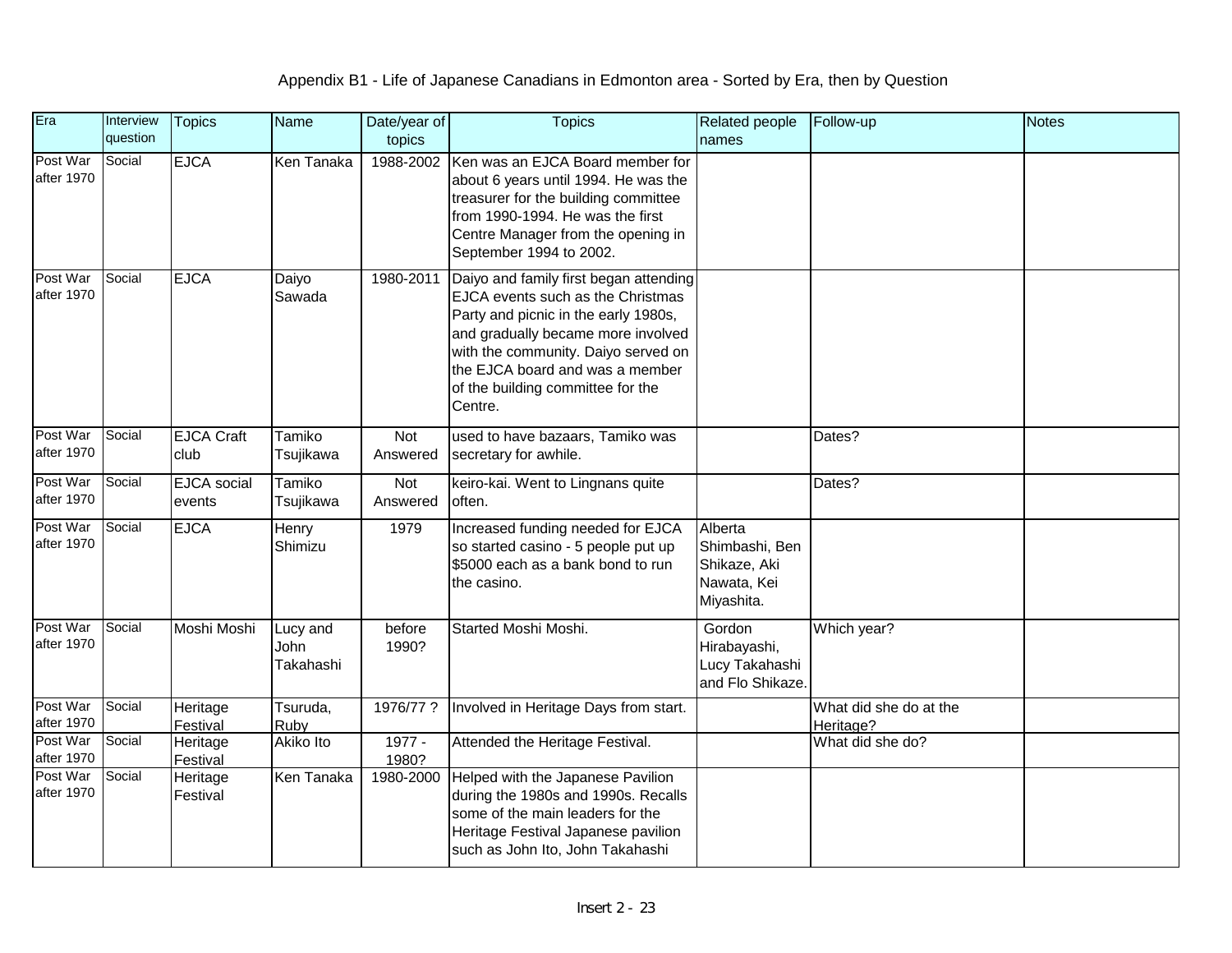# Appendix B1 - Life of Japanese Canadians in Edmonton area - Sorted by Era, then by Question

| Era | Interview question | Topics | Name | Date/year of topics | Topics | Related people names | Follow-up | Notes |
|---|---|---|---|---|---|---|---|---|
| Post War after 1970 | Social | EJCA | Ken Tanaka | 1988-2002 | Ken was an EJCA Board member for about 6 years until 1994. He was the treasurer for the building committee from 1990-1994. He was the first Centre Manager from the opening in September 1994 to 2002. | | | |
| Post War after 1970 | Social | EJCA | Daiyo Sawada | 1980-2011 | Daiyo and family first began attending EJCA events such as the Christmas Party and picnic in the early 1980s, and gradually became more involved with the community. Daiyo served on the EJCA board and was a member of the building committee for the Centre. | | | |
| Post War after 1970 | Social | EJCA Craft club | Tamiko Tsujikawa | Not Answered | used to have bazaars, Tamiko was secretary for awhile. | | Dates? | |
| Post War after 1970 | Social | EJCA social events | Tamiko Tsujikawa | Not Answered | keiro-kai. Went to Lingnans quite often. | | Dates? | |
| Post War after 1970 | Social | EJCA | Henry Shimizu | 1979 | Increased funding needed for EJCA so started casino - 5 people put up $5000 each as a bank bond to run the casino. | Alberta Shimbashi, Ben Shikaze, Aki Nawata, Kei Miyashita. | | |
| Post War after 1970 | Social | Moshi Moshi | Lucy and John Takahashi | before 1990? | Started Moshi Moshi. | Gordon Hirabayashi, Lucy Takahashi and Flo Shikaze. | Which year? | |
| Post War after 1970 | Social | Heritage Festival | Tsuruda, Ruby | 1976/77 ? | Involved in Heritage Days from start. | | What did she do at the Heritage? | |
| Post War after 1970 | Social | Heritage Festival | Akiko Ito | 1977 - 1980? | Attended the Heritage Festival. | | What did she do? | |
| Post War after 1970 | Social | Heritage Festival | Ken Tanaka | 1980-2000 | Helped with the Japanese Pavilion during the 1980s and 1990s. Recalls some of the main leaders for the Heritage Festival Japanese pavilion such as John Ito, John Takahashi | | | |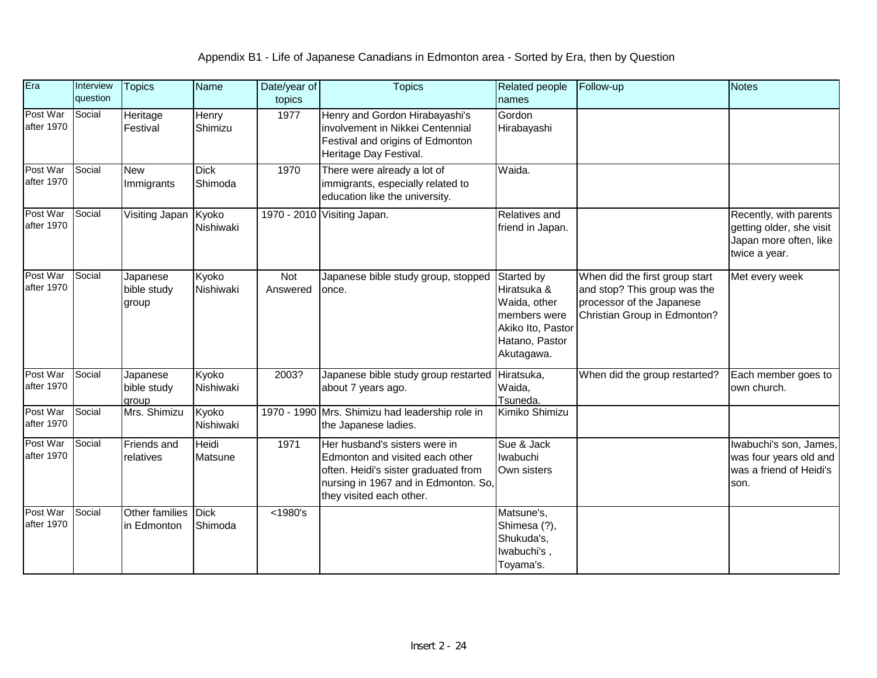# Appendix B1 - Life of Japanese Canadians in Edmonton area - Sorted by Era, then by Question

| Era | Interview question | Topics | Name | Date/year of topics | Topics | Related people names | Follow-up | Notes |
|---|---|---|---|---|---|---|---|---|
| Post War after 1970 | Social | Heritage Festival | Henry Shimizu | 1977 | Henry and Gordon Hirabayashi's involvement in Nikkei Centennial Festival and origins of Edmonton Heritage Day Festival. | Gordon Hirabayashi | | |
| Post War after 1970 | Social | New Immigrants | Dick Shimoda | 1970 | There were already a lot of immigrants, especially related to education like the university. | Waida. | | |
| Post War after 1970 | Social | Visiting Japan | Kyoko Nishiwaki | 1970 - 2010 | Visiting Japan. | Relatives and friend in Japan. | | Recently, with parents getting older, she visit Japan more often, like twice a year. |
| Post War after 1970 | Social | Japanese bible study group | Kyoko Nishiwaki | Not Answered | Japanese bible study group, stopped once. | Started by Hiratsuka & Waida, other members were Akiko Ito, Pastor Hatano, Pastor Akutagawa. | When did the first group start and stop? This group was the processor of the Japanese Christian Group in Edmonton? | Met every week |
| Post War after 1970 | Social | Japanese bible study group | Kyoko Nishiwaki | 2003? | Japanese bible study group restarted about 7 years ago. | Hiratsuka, Waida, Tsuneda. | When did the group restarted? | Each member goes to own church. |
| Post War after 1970 | Social | Mrs. Shimizu | Kyoko Nishiwaki | 1970 - 1990 | Mrs. Shimizu had leadership role in the Japanese ladies. | Kimiko Shimizu | | |
| Post War after 1970 | Social | Friends and relatives | Heidi Matsune | 1971 | Her husband's sisters were in Edmonton and visited each other often. Heidi's sister graduated from nursing in 1967 and in Edmonton. So, they visited each other. | Sue & Jack Iwabuchi Own sisters | | Iwabuchi's son, James, was four years old and was a friend of Heidi's son. |
| Post War after 1970 | Social | Other families in Edmonton | Dick Shimoda | <1980's | | Matsune's, Shimesa (?), Shukuda's, Iwabuchi's , Toyama's. | | |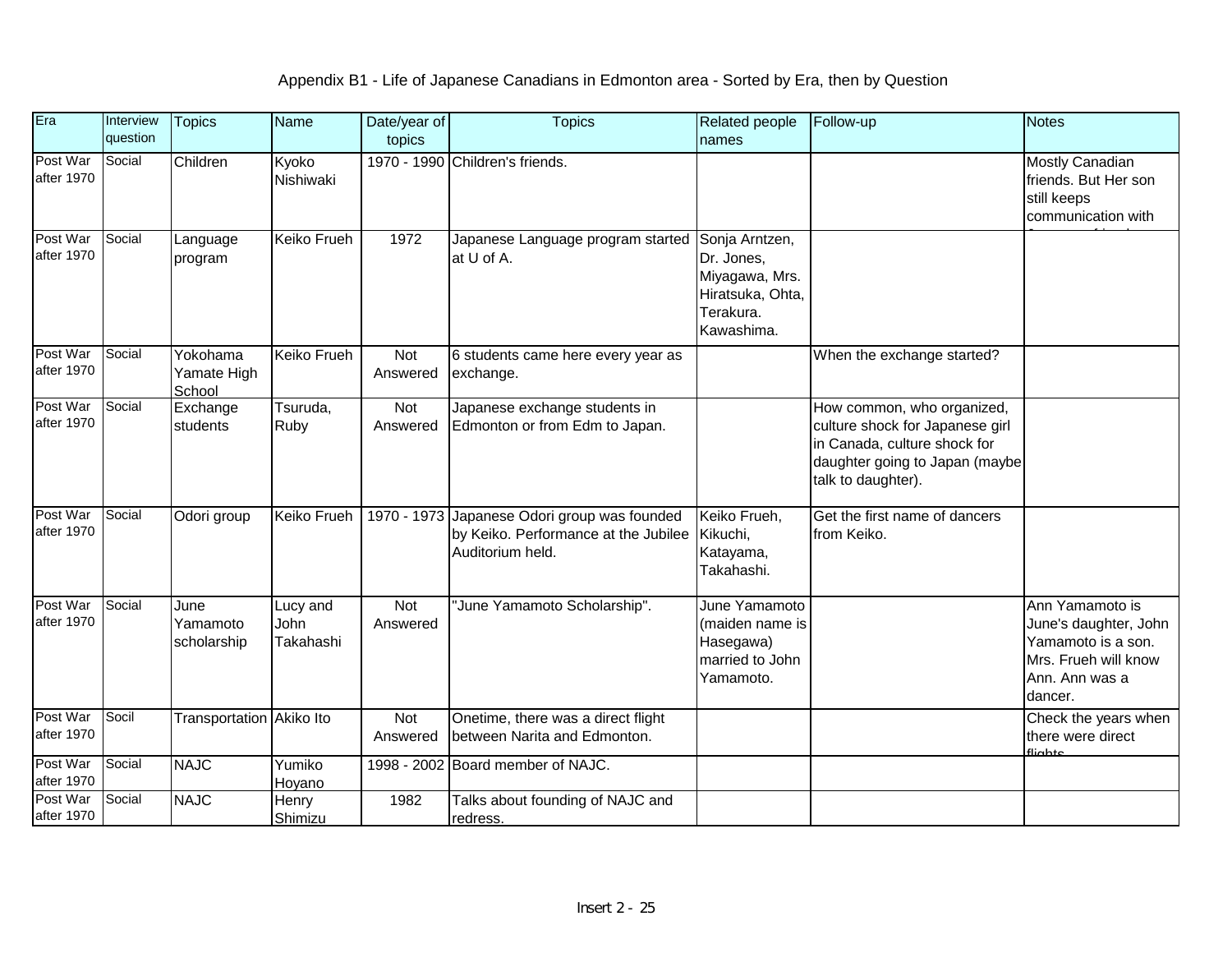# Appendix B1 - Life of Japanese Canadians in Edmonton area - Sorted by Era, then by Question

| Era | Interview question | Topics | Name | Date/year of topics | Topics | Related people names | Follow-up | Notes |
|---|---|---|---|---|---|---|---|---|
| Post War after 1970 | Social | Children | Kyoko Nishiwaki | 1970 - 1990 | Children's friends. | | | Mostly Canadian friends. But Her son still keeps communication with |
| Post War after 1970 | Social | Language program | Keiko Frueh | 1972 | Japanese Language program started at U of A. | Sonja Arntzen, Dr. Jones, Miyagawa, Mrs. Hiratsuka, Ohta, Terakura. Kawashima. | | |
| Post War after 1970 | Social | Yokohama Yamate High School | Keiko Frueh | Not Answered | 6 students came here every year as exchange. | | When the exchange started? | |
| Post War after 1970 | Social | Exchange students | Tsuruda, Ruby | Not Answered | Japanese exchange students in Edmonton or from Edm to Japan. | | How common, who organized, culture shock for Japanese girl in Canada, culture shock for daughter going to Japan (maybe talk to daughter). | |
| Post War after 1970 | Social | Odori group | Keiko Frueh | 1970 - 1973 | Japanese Odori group was founded by Keiko. Performance at the Jubilee Auditorium held. | Keiko Frueh, Kikuchi, Katayama, Takahashi. | Get the first name of dancers from Keiko. | |
| Post War after 1970 | Social | June Yamamoto scholarship | Lucy and John Takahashi | Not Answered | "June Yamamoto Scholarship". | June Yamamoto (maiden name is Hasegawa) married to John Yamamoto. | | Ann Yamamoto is June's daughter, John Yamamoto is a son. Mrs. Frueh will know Ann. Ann was a dancer. |
| Post War after 1970 | Socil | Transportation | Akiko Ito | Not Answered | Onetime, there was a direct flight between Narita and Edmonton. | | | Check the years when there were direct flights |
| Post War after 1970 | Social | NAJC | Yumiko Hoyano | 1998 - 2002 | Board member of NAJC. | | | |
| Post War after 1970 | Social | NAJC | Henry Shimizu | 1982 | Talks about founding of NAJC and redress. | | | |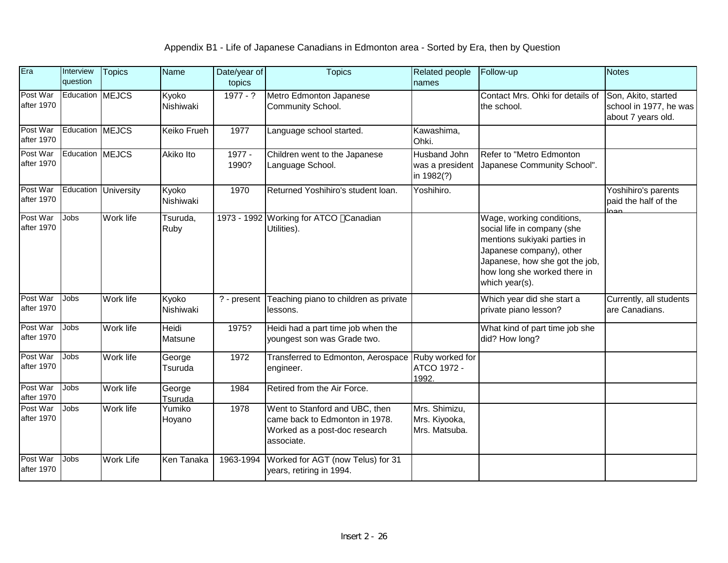Appendix B1 - Life of Japanese Canadians in Edmonton area - Sorted by Era, then by Question

| Era | Interview question | Topics | Name | Date/year of topics | Topics | Related people names | Follow-up | Notes |
|---|---|---|---|---|---|---|---|---|
| Post War after 1970 | Education | MEJCS | Kyoko Nishiwaki | 1977 - ? | Metro Edmonton Japanese Community School. | | Contact Mrs. Ohki for details of the school. | Son, Akito, started school in 1977, he was about 7 years old. |
| Post War after 1970 | Education | MEJCS | Keiko Frueh | 1977 | Language school started. | Kawashima, Ohki. | | |
| Post War after 1970 | Education | MEJCS | Akiko Ito | 1977 - 1990? | Children went to the Japanese Language School. | Husband John was a president in 1982(?) | Refer to "Metro Edmonton Japanese Community School". | |
| Post War after 1970 | Education | University | Kyoko Nishiwaki | 1970 | Returned Yoshihiro's student loan. | Yoshihiro. | | Yoshihiro's parents paid the half of the loan. |
| Post War after 1970 | Jobs | Work life | Tsuruda, Ruby | 1973 - 1992 | Working for ATCO （Canadian Utilities). | | Wage, working conditions, social life in company (she mentions sukiyaki parties in Japanese company), other Japanese, how she got the job, how long she worked there in which year(s). | |
| Post War after 1970 | Jobs | Work life | Kyoko Nishiwaki | ? - present | Teaching piano to children as private lessons. | | Which year did she start a private piano lesson? | Currently, all students are Canadians. |
| Post War after 1970 | Jobs | Work life | Heidi Matsune | 1975? | Heidi had a part time job when the youngest son was Grade two. | | What kind of part time job she did? How long? | |
| Post War after 1970 | Jobs | Work life | George Tsuruda | 1972 | Transferred to Edmonton, Aerospace engineer. | Ruby worked for ATCO 1972 - 1992. | | |
| Post War after 1970 | Jobs | Work life | George Tsuruda | 1984 | Retired from the Air Force. | | | |
| Post War after 1970 | Jobs | Work life | Yumiko Hoyano | 1978 | Went to Stanford and UBC, then came back to Edmonton in 1978. Worked as a post-doc research associate. | Mrs. Shimizu, Mrs. Kiyooka, Mrs. Matsuba. | | |
| Post War after 1970 | Jobs | Work Life | Ken Tanaka | 1963-1994 | Worked for AGT (now Telus) for 31 years, retiring in 1994. | | | |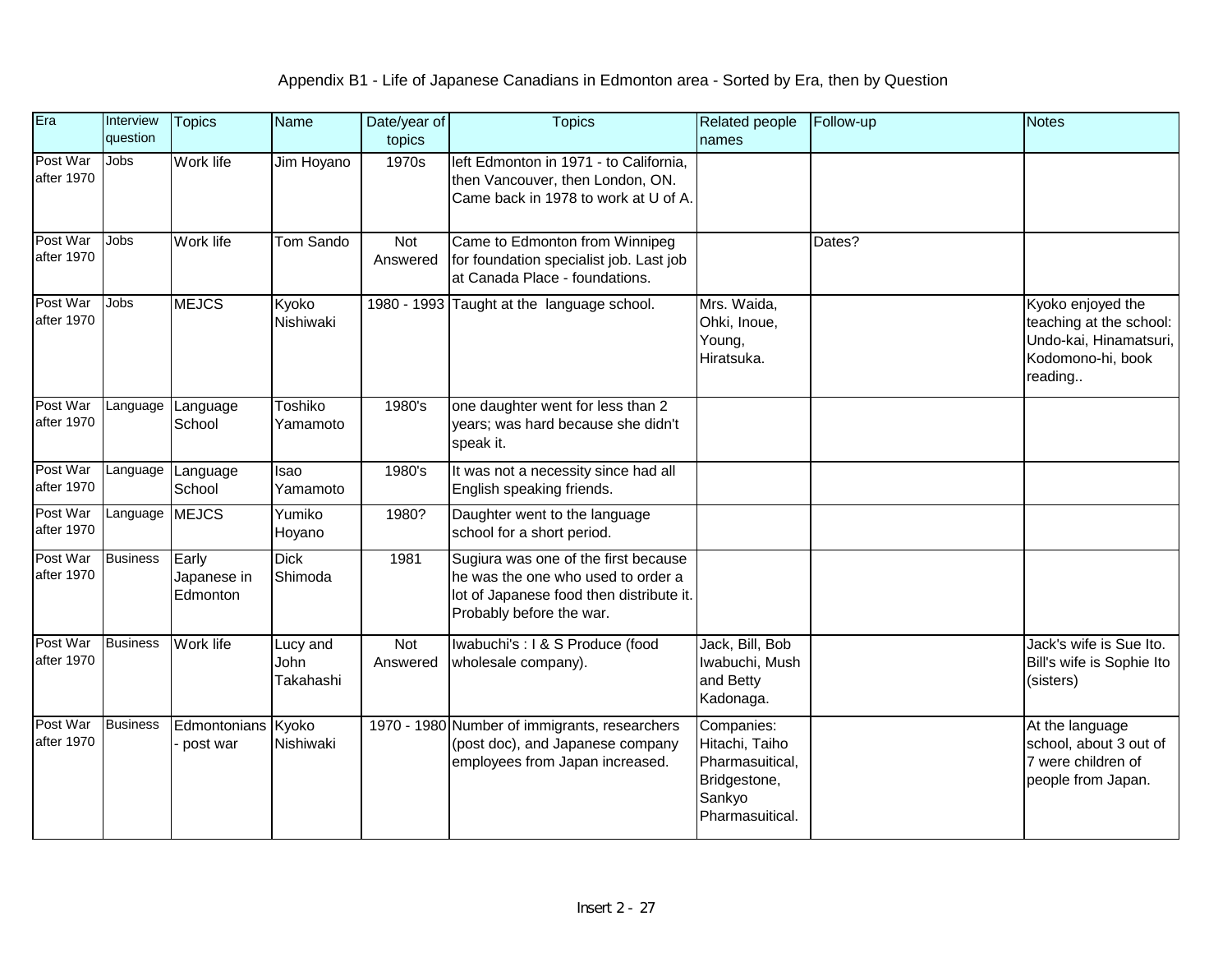# Appendix B1 - Life of Japanese Canadians in Edmonton area - Sorted by Era, then by Question

| Era | Interview question | Topics | Name | Date/year of topics | Topics | Related people names | Follow-up | Notes |
|---|---|---|---|---|---|---|---|---|
| Post War after 1970 | Jobs | Work life | Jim Hoyano | 1970s | left Edmonton in 1971 - to California, then Vancouver, then London, ON. Came back in 1978 to work at U of A. | | | |
| Post War after 1970 | Jobs | Work life | Tom Sando | Not Answered | Came to Edmonton from Winnipeg for foundation specialist job. Last job at Canada Place - foundations. | | Dates? | |
| Post War after 1970 | Jobs | MEJCS | Kyoko Nishiwaki | 1980 - 1993 | Taught at the language school. | Mrs. Waida, Ohki, Inoue, Young, Hiratsuka. | | Kyoko enjoyed the teaching at the school: Undo-kai, Hinamatsuri, Kodomono-hi, book reading.. |
| Post War after 1970 | Language | Language School | Toshiko Yamamoto | 1980's | one daughter went for less than 2 years; was hard because she didn't speak it. | | | |
| Post War after 1970 | Language | Language School | Isao Yamamoto | 1980's | It was not a necessity since had all English speaking friends. | | | |
| Post War after 1970 | Language | MEJCS | Yumiko Hoyano | 1980? | Daughter went to the language school for a short period. | | | |
| Post War after 1970 | Business | Early Japanese in Edmonton | Dick Shimoda | 1981 | Sugiura was one of the first because he was the one who used to order a lot of Japanese food then distribute it. Probably before the war. | | | |
| Post War after 1970 | Business | Work life | Lucy and John Takahashi | Not Answered | Iwabuchi's : I & S Produce (food wholesale company). | Jack, Bill, Bob Iwabuchi, Mush and Betty Kadonaga. | | Jack's wife is Sue Ito. Bill's wife is Sophie Ito (sisters) |
| Post War after 1970 | Business | Edmontonians - post war | Kyoko Nishiwaki | 1970 - 1980 | Number of immigrants, researchers (post doc), and Japanese company employees from Japan increased. | Companies: Hitachi, Taiho Pharmasuitical, Bridgestone, Sankyo Pharmasuitical. | | At the language school, about 3 out of 7 were children of people from Japan. |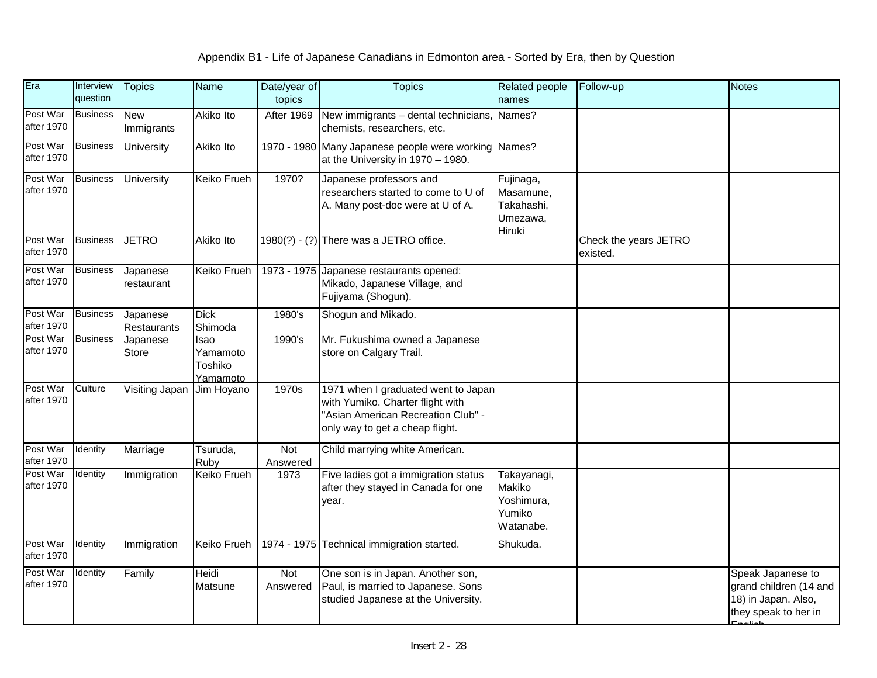# Appendix B1 - Life of Japanese Canadians in Edmonton area - Sorted by Era, then by Question

| Era | Interview question | Topics | Name | Date/year of topics | Topics | Related people names | Follow-up | Notes |
|---|---|---|---|---|---|---|---|---|
| Post War after 1970 | Business | New Immigrants | Akiko Ito | After 1969 | New immigrants – dental technicians, chemists, researchers, etc. | Names? | | |
| Post War after 1970 | Business | University | Akiko Ito | 1970 - 1980 | Many Japanese people were working at the University in 1970 – 1980. | Names? | | |
| Post War after 1970 | Business | University | Keiko Frueh | 1970? | Japanese professors and researchers started to come to U of A. Many post-doc were at U of A. | Fujinaga, Masamune, Takahashi, Umezawa, Hiruki | | |
| Post War after 1970 | Business | JETRO | Akiko Ito | 1980(?) - (?) | There was a JETRO office. | | Check the years JETRO existed. | |
| Post War after 1970 | Business | Japanese restaurant | Keiko Frueh | 1973 - 1975 | Japanese restaurants opened: Mikado, Japanese Village, and Fujiyama (Shogun). | | | |
| Post War after 1970 | Business | Japanese Restaurants | Dick Shimoda | 1980's | Shogun and Mikado. | | | |
| Post War after 1970 | Business | Japanese Store | Isao Yamamoto Toshiko Yamamoto | 1990's | Mr. Fukushima owned a Japanese store on Calgary Trail. | | | |
| Post War after 1970 | Culture | Visiting Japan | Jim Hoyano | 1970s | 1971 when I graduated went to Japan with Yumiko. Charter flight with "Asian American Recreation Club" - only way to get a cheap flight. | | | |
| Post War after 1970 | Identity | Marriage | Tsuruda, Ruby | Not Answered | Child marrying white American. | | | |
| Post War after 1970 | Identity | Immigration | Keiko Frueh | 1973 | Five ladies got a immigration status after they stayed in Canada for one year. | Takayanagi, Makiko Yoshimura, Yumiko Watanabe. | | |
| Post War after 1970 | Identity | Immigration | Keiko Frueh | 1974 - 1975 | Technical immigration started. | Shukuda. | | |
| Post War after 1970 | Identity | Family | Heidi Matsune | Not Answered | One son is in Japan. Another son, Paul, is married to Japanese. Sons studied Japanese at the University. | | | Speak Japanese to grand children (14 and 18) in Japan. Also, they speak to her in English. |